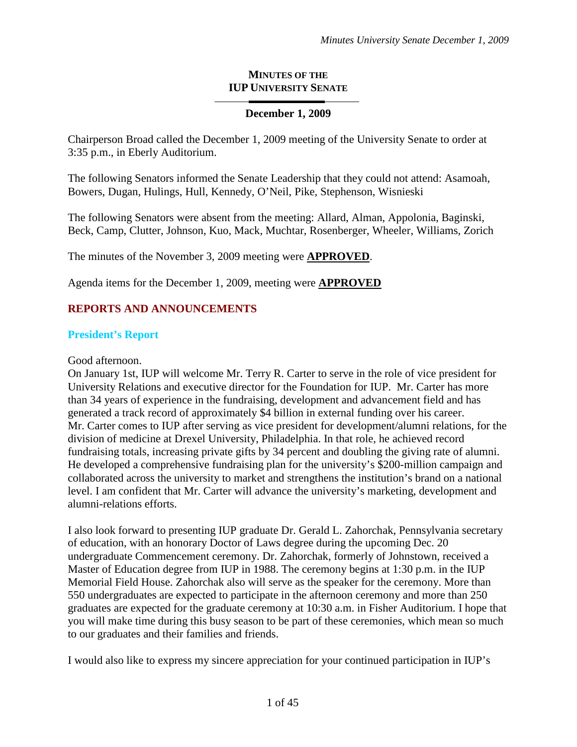# MINUTES OF THE IUP UNIVERSITY SENATE

**December 1, 2009**

Chairperson Broad called the December 1, 2009 meeting of the University Senate to order at 3:35 p.m., in Eberly Auditorium.

The following Senators informed the Senate Leadership that they could not attend: Asamoah, Bowers, Dugan, Hulings, Hull, Kennedy, O'Neil, Pike, Stephenson, Wisnieski

The following Senators were absent from the meeting: Allard, Alman, Appolonia, Baginski, Beck, Camp, Clutter, Johnson, Kuo, Mack, Muchtar, Rosenberger, Wheeler, Williams, Zorich

The minutes of the November 3, 2009 meeting were **APPROVED**.

Agenda items for the December 1, 2009, meeting were **APPROVED**

## REPORTS AND ANNOUNCEMENTS

### President's Report

Good afternoon.

On January 1st, IUP will welcome Mr. Terry R. Carter to serve in the role of vice president for University Relations and executive director for the Foundation for IUP. Mr. Carter has more than 34 years of experience in the fundraising, development and advancement field and has generated a track record of approximately $4 billion in external funding over his career. Mr. Carter comes to IUP after serving as vice president for development/alumni relations, for the division of medicine at Drexel University, Philadelphia. In that role, he achieved record fundraising totals, increasing private gifts by 34 percent and doubling the giving rate of alumni. He developed a comprehensive fundraising plan for the university's $200-million campaign and collaborated across the university to market and strengthens the institution's brand on a national level. I am confident that Mr. Carter will advance the university's marketing, development and alumni-relations efforts.

I also look forward to presenting IUP graduate Dr. Gerald L. Zahorchak, Pennsylvania secretary of education, with an honorary Doctor of Laws degree during the upcoming Dec. 20 undergraduate Commencement ceremony. Dr. Zahorchak, formerly of Johnstown, received a Master of Education degree from IUP in 1988. The ceremony begins at 1:30 p.m. in the IUP Memorial Field House. Zahorchak also will serve as the speaker for the ceremony. More than 550 undergraduates are expected to participate in the afternoon ceremony and more than 250 graduates are expected for the graduate ceremony at 10:30 a.m. in Fisher Auditorium. I hope that you will make time during this busy season to be part of these ceremonies, which mean so much to our graduates and their families and friends.

I would also like to express my sincere appreciation for your continued participation in IUP's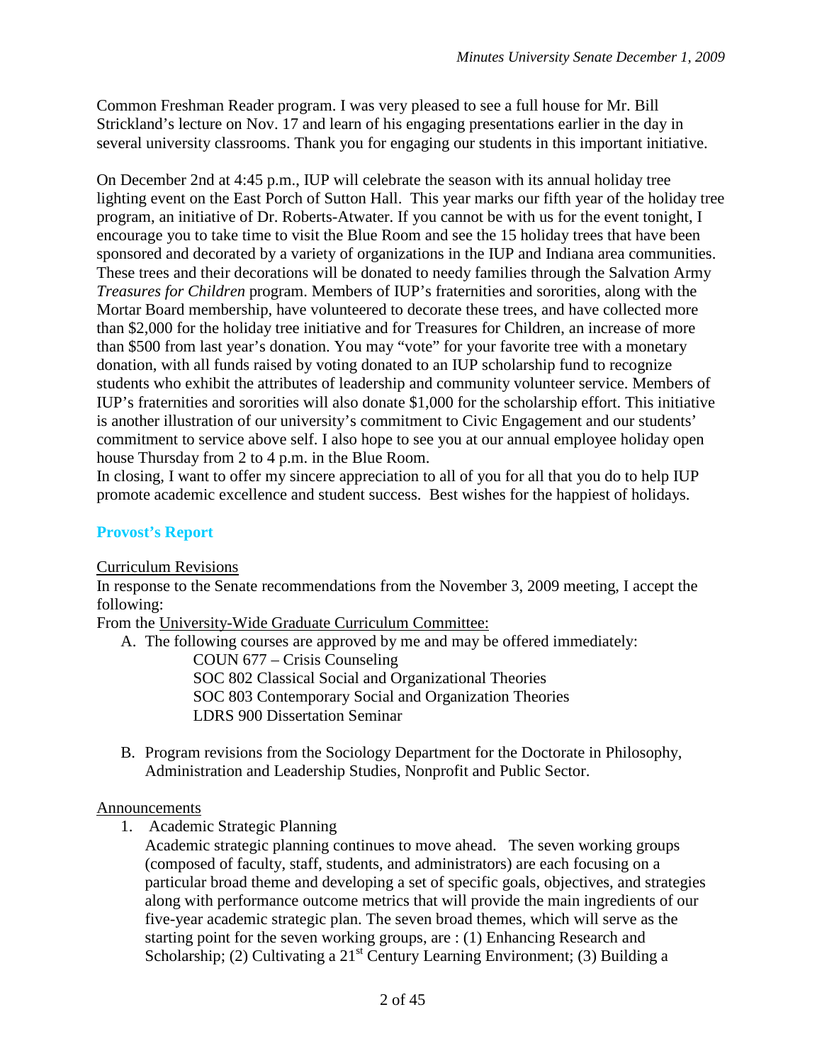Common Freshman Reader program. I was very pleased to see a full house for Mr. Bill Strickland's lecture on Nov. 17 and learn of his engaging presentations earlier in the day in several university classrooms. Thank you for engaging our students in this important initiative.

On December 2nd at 4:45 p.m., IUP will celebrate the season with its annual holiday tree lighting event on the East Porch of Sutton Hall. This year marks our fifth year of the holiday tree program, an initiative of Dr. Roberts-Atwater. If you cannot be with us for the event tonight, I encourage you to take time to visit the Blue Room and see the 15 holiday trees that have been sponsored and decorated by a variety of organizations in the IUP and Indiana area communities. These trees and their decorations will be donated to needy families through the Salvation Army *Treasures for Children* program. Members of IUP's fraternities and sororities, along with the Mortar Board membership, have volunteered to decorate these trees, and have collected more than $2,000 for the holiday tree initiative and for Treasures for Children, an increase of more than $500 from last year's donation. You may "vote" for your favorite tree with a monetary donation, with all funds raised by voting donated to an IUP scholarship fund to recognize students who exhibit the attributes of leadership and community volunteer service. Members of IUP's fraternities and sororities will also donate $1,000 for the scholarship effort. This initiative is another illustration of our university's commitment to Civic Engagement and our students' commitment to service above self. I also hope to see you at our annual employee holiday open house Thursday from 2 to 4 p.m. in the Blue Room.
In closing, I want to offer my sincere appreciation to all of you for all that you do to help IUP promote academic excellence and student success. Best wishes for the happiest of holidays.

## Provost's Report

Curriculum Revisions
In response to the Senate recommendations from the November 3, 2009 meeting, I accept the following:
From the University-Wide Graduate Curriculum Committee:

A. The following courses are approved by me and may be offered immediately:
   - COUN 677 – Crisis Counseling
   - SOC 802 Classical Social and Organizational Theories
   - SOC 803 Contemporary Social and Organization Theories
   - LDRS 900 Dissertation Seminar

B. Program revisions from the Sociology Department for the Doctorate in Philosophy, Administration and Leadership Studies, Nonprofit and Public Sector.

Announcements

1. Academic Strategic Planning
   Academic strategic planning continues to move ahead. The seven working groups (composed of faculty, staff, students, and administrators) are each focusing on a particular broad theme and developing a set of specific goals, objectives, and strategies along with performance outcome metrics that will provide the main ingredients of our five-year academic strategic plan. The seven broad themes, which will serve as the starting point for the seven working groups, are : (1) Enhancing Research and Scholarship; (2) Cultivating a 21st Century Learning Environment; (3) Building a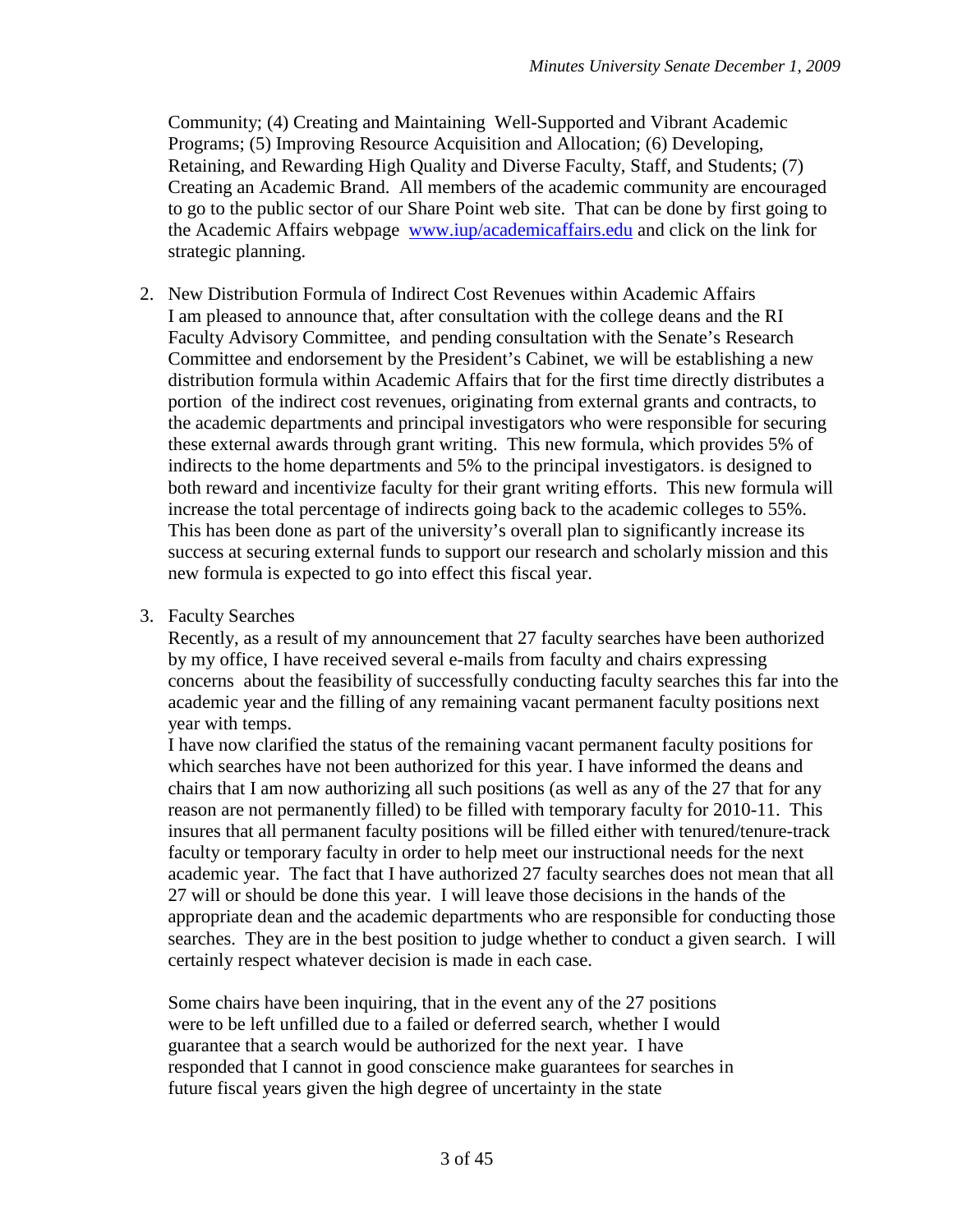Community; (4) Creating and Maintaining  Well-Supported and Vibrant Academic Programs; (5) Improving Resource Acquisition and Allocation; (6) Developing, Retaining, and Rewarding High Quality and Diverse Faculty, Staff, and Students; (7) Creating an Academic Brand.  All members of the academic community are encouraged to go to the public sector of our Share Point web site.  That can be done by first going to the Academic Affairs webpage [www.iup/academicaffairs.edu](www.iup/academicaffairs.edu) and click on the link for strategic planning.

2. New Distribution Formula of Indirect Cost Revenues within Academic Affairs
   I am pleased to announce that, after consultation with the college deans and the RI Faculty Advisory Committee,  and pending consultation with the Senate's Research Committee and endorsement by the President's Cabinet, we will be establishing a new distribution formula within Academic Affairs that for the first time directly distributes a portion  of the indirect cost revenues, originating from external grants and contracts, to the academic departments and principal investigators who were responsible for securing these external awards through grant writing.  This new formula, which provides 5% of indirects to the home departments and 5% to the principal investigators. is designed to both reward and incentivize faculty for their grant writing efforts.  This new formula will increase the total percentage of indirects going back to the academic colleges to 55%. This has been done as part of the university's overall plan to significantly increase its success at securing external funds to support our research and scholarly mission and this new formula is expected to go into effect this fiscal year.

3. Faculty Searches
   Recently, as a result of my announcement that 27 faculty searches have been authorized by my office, I have received several e-mails from faculty and chairs expressing concerns  about the feasibility of successfully conducting faculty searches this far into the academic year and the filling of any remaining vacant permanent faculty positions next year with temps.
   I have now clarified the status of the remaining vacant permanent faculty positions for which searches have not been authorized for this year. I have informed the deans and chairs that I am now authorizing all such positions (as well as any of the 27 that for any reason are not permanently filled) to be filled with temporary faculty for 2010-11.  This insures that all permanent faculty positions will be filled either with tenured/tenure-track faculty or temporary faculty in order to help meet our instructional needs for the next academic year.  The fact that I have authorized 27 faculty searches does not mean that all 27 will or should be done this year.  I will leave those decisions in the hands of the appropriate dean and the academic departments who are responsible for conducting those searches.  They are in the best position to judge whether to conduct a given search.  I will certainly respect whatever decision is made in each case.

   Some chairs have been inquiring, that in the event any of the 27 positions were to be left unfilled due to a failed or deferred search, whether I would guarantee that a search would be authorized for the next year.  I have responded that I cannot in good conscience make guarantees for searches in future fiscal years given the high degree of uncertainty in the state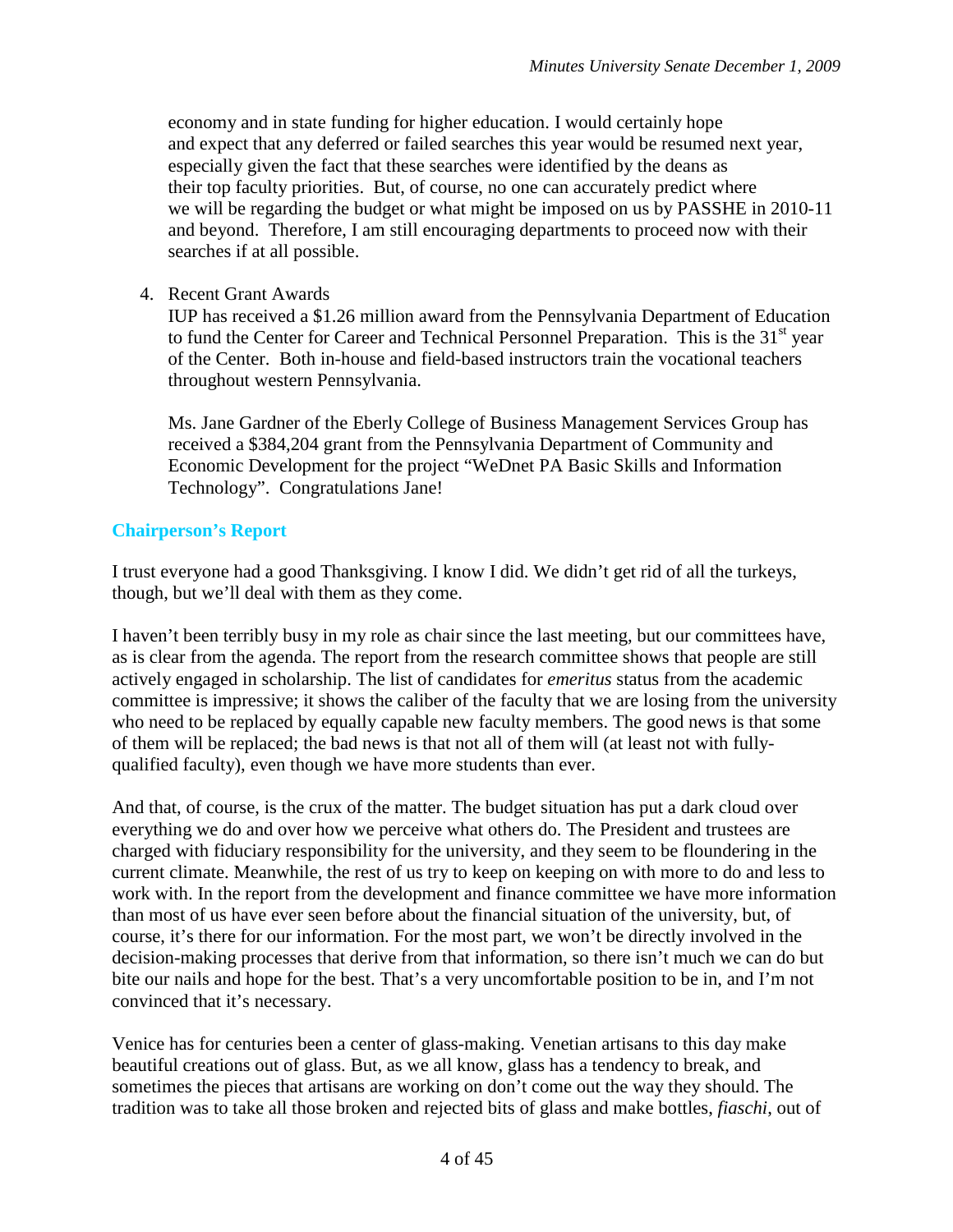economy and in state funding for higher education. I would certainly hope and expect that any deferred or failed searches this year would be resumed next year, especially given the fact that these searches were identified by the deans as their top faculty priorities. But, of course, no one can accurately predict where we will be regarding the budget or what might be imposed on us by PASSHE in 2010-11 and beyond. Therefore, I am still encouraging departments to proceed now with their searches if at all possible.

4. Recent Grant Awards

   IUP has received a $1.26 million award from the Pennsylvania Department of Education to fund the Center for Career and Technical Personnel Preparation. This is the 31st year of the Center. Both in-house and field-based instructors train the vocational teachers throughout western Pennsylvania.

   Ms. Jane Gardner of the Eberly College of Business Management Services Group has received a $384,204 grant from the Pennsylvania Department of Community and Economic Development for the project "WeDnet PA Basic Skills and Information Technology". Congratulations Jane!

## Chairperson's Report

I trust everyone had a good Thanksgiving. I know I did. We didn't get rid of all the turkeys, though, but we'll deal with them as they come.

I haven't been terribly busy in my role as chair since the last meeting, but our committees have, as is clear from the agenda. The report from the research committee shows that people are still actively engaged in scholarship. The list of candidates for *emeritus* status from the academic committee is impressive; it shows the caliber of the faculty that we are losing from the university who need to be replaced by equally capable new faculty members. The good news is that some of them will be replaced; the bad news is that not all of them will (at least not with fully-qualified faculty), even though we have more students than ever.

And that, of course, is the crux of the matter. The budget situation has put a dark cloud over everything we do and over how we perceive what others do. The President and trustees are charged with fiduciary responsibility for the university, and they seem to be floundering in the current climate. Meanwhile, the rest of us try to keep on keeping on with more to do and less to work with. In the report from the development and finance committee we have more information than most of us have ever seen before about the financial situation of the university, but, of course, it's there for our information. For the most part, we won't be directly involved in the decision-making processes that derive from that information, so there isn't much we can do but bite our nails and hope for the best. That's a very uncomfortable position to be in, and I'm not convinced that it's necessary.

Venice has for centuries been a center of glass-making. Venetian artisans to this day make beautiful creations out of glass. But, as we all know, glass has a tendency to break, and sometimes the pieces that artisans are working on don't come out the way they should. The tradition was to take all those broken and rejected bits of glass and make bottles, *fiaschi*, out of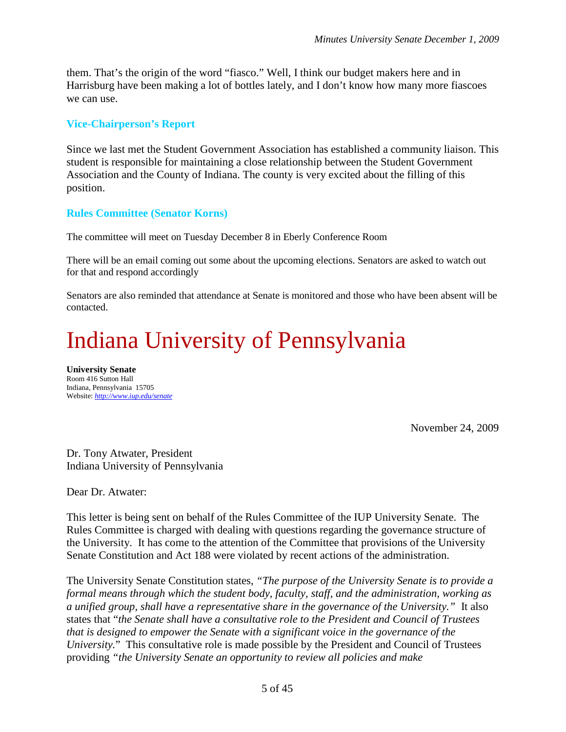them. That's the origin of the word "fiasco." Well, I think our budget makers here and in Harrisburg have been making a lot of bottles lately, and I don't know how many more fiascoes we can use.

### Vice-Chairperson's Report

Since we last met the Student Government Association has established a community liaison. This student is responsible for maintaining a close relationship between the Student Government Association and the County of Indiana. The county is very excited about the filling of this position.

### Rules Committee (Senator Korns)

The committee will meet on Tuesday December 8 in Eberly Conference Room

There will be an email coming out some about the upcoming elections. Senators are asked to watch out for that and respond accordingly

Senators are also reminded that attendance at Senate is monitored and those who have been absent will be contacted.

# Indiana University of Pennsylvania

**University Senate**
Room 416 Sutton Hall
Indiana, Pennsylvania 15705
Website: *http://www.iup.edu/senate*

November 24, 2009

Dr. Tony Atwater, President
Indiana University of Pennsylvania

Dear Dr. Atwater:

This letter is being sent on behalf of the Rules Committee of the IUP University Senate. The Rules Committee is charged with dealing with questions regarding the governance structure of the University. It has come to the attention of the Committee that provisions of the University Senate Constitution and Act 188 were violated by recent actions of the administration.

The University Senate Constitution states, "*The purpose of the University Senate is to provide a formal means through which the student body, faculty, staff, and the administration, working as a unified group, shall have a representative share in the governance of the University.*" It also states that "*the Senate shall have a consultative role to the President and Council of Trustees that is designed to empower the Senate with a significant voice in the governance of the University.*" This consultative role is made possible by the President and Council of Trustees providing "*the University Senate an opportunity to review all policies and make*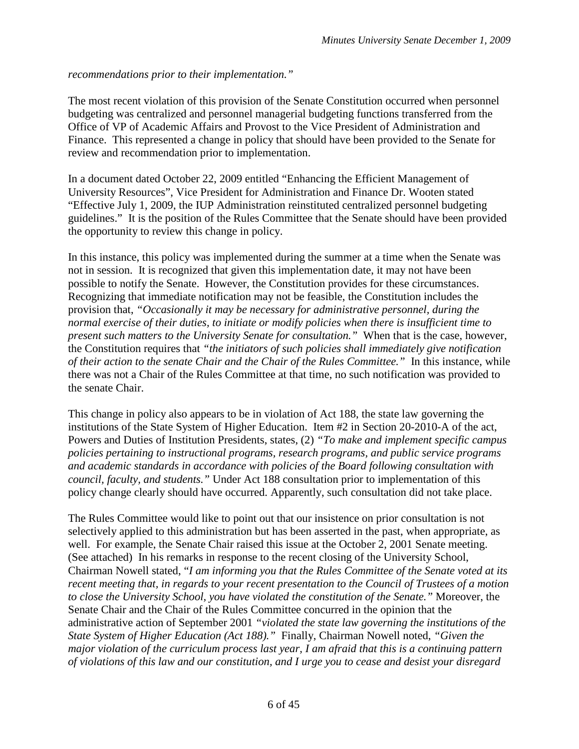*recommendations prior to their implementation."*

The most recent violation of this provision of the Senate Constitution occurred when personnel budgeting was centralized and personnel managerial budgeting functions transferred from the Office of VP of Academic Affairs and Provost to the Vice President of Administration and Finance. This represented a change in policy that should have been provided to the Senate for review and recommendation prior to implementation.

In a document dated October 22, 2009 entitled "Enhancing the Efficient Management of University Resources", Vice President for Administration and Finance Dr. Wooten stated "Effective July 1, 2009, the IUP Administration reinstituted centralized personnel budgeting guidelines." It is the position of the Rules Committee that the Senate should have been provided the opportunity to review this change in policy.

In this instance, this policy was implemented during the summer at a time when the Senate was not in session. It is recognized that given this implementation date, it may not have been possible to notify the Senate. However, the Constitution provides for these circumstances. Recognizing that immediate notification may not be feasible, the Constitution includes the provision that, *"Occasionally it may be necessary for administrative personnel, during the normal exercise of their duties, to initiate or modify policies when there is insufficient time to present such matters to the University Senate for consultation."* When that is the case, however, the Constitution requires that *"the initiators of such policies shall immediately give notification of their action to the senate Chair and the Chair of the Rules Committee."* In this instance, while there was not a Chair of the Rules Committee at that time, no such notification was provided to the senate Chair.

This change in policy also appears to be in violation of Act 188, the state law governing the institutions of the State System of Higher Education. Item #2 in Section 20-2010-A of the act, Powers and Duties of Institution Presidents, states, (2) *"To make and implement specific campus policies pertaining to instructional programs, research programs, and public service programs and academic standards in accordance with policies of the Board following consultation with council, faculty, and students."* Under Act 188 consultation prior to implementation of this policy change clearly should have occurred. Apparently, such consultation did not take place.

The Rules Committee would like to point out that our insistence on prior consultation is not selectively applied to this administration but has been asserted in the past, when appropriate, as well. For example, the Senate Chair raised this issue at the October 2, 2001 Senate meeting. (See attached) In his remarks in response to the recent closing of the University School, Chairman Nowell stated, "*I am informing you that the Rules Committee of the Senate voted at its recent meeting that, in regards to your recent presentation to the Council of Trustees of a motion to close the University School, you have violated the constitution of the Senate."* Moreover, the Senate Chair and the Chair of the Rules Committee concurred in the opinion that the administrative action of September 2001 *"violated the state law governing the institutions of the State System of Higher Education (Act 188)."* Finally, Chairman Nowell noted, *"Given the major violation of the curriculum process last year, I am afraid that this is a continuing pattern of violations of this law and our constitution, and I urge you to cease and desist your disregard*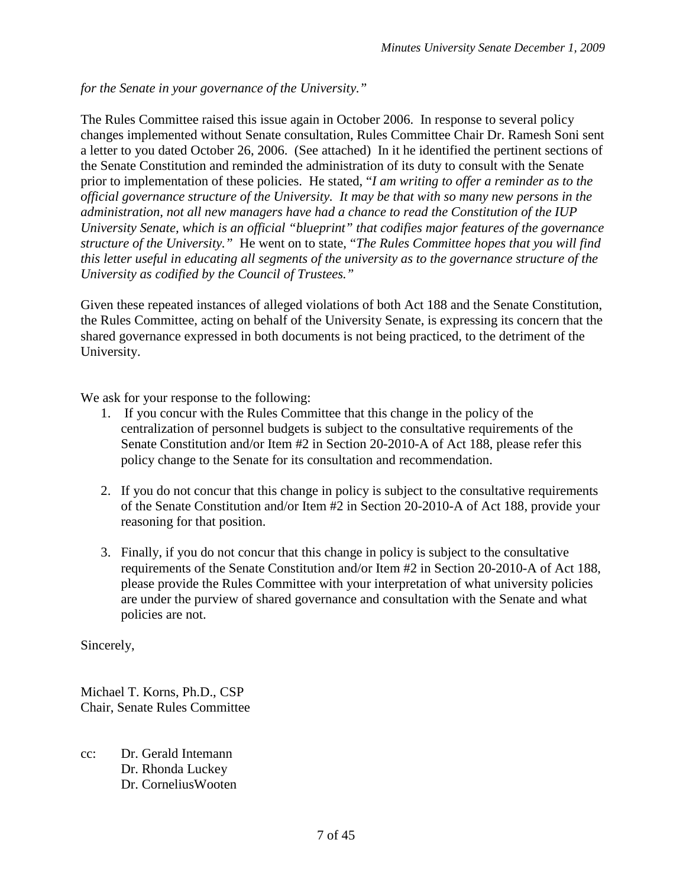*for the Senate in your governance of the University."*

The Rules Committee raised this issue again in October 2006. In response to several policy changes implemented without Senate consultation, Rules Committee Chair Dr. Ramesh Soni sent a letter to you dated October 26, 2006. (See attached) In it he identified the pertinent sections of the Senate Constitution and reminded the administration of its duty to consult with the Senate prior to implementation of these policies. He stated, "*I am writing to offer a reminder as to the official governance structure of the University. It may be that with so many new persons in the administration, not all new managers have had a chance to read the Constitution of the IUP University Senate, which is an official "blueprint" that codifies major features of the governance structure of the University."* He went on to state, "*The Rules Committee hopes that you will find this letter useful in educating all segments of the university as to the governance structure of the University as codified by the Council of Trustees."*

Given these repeated instances of alleged violations of both Act 188 and the Senate Constitution, the Rules Committee, acting on behalf of the University Senate, is expressing its concern that the shared governance expressed in both documents is not being practiced, to the detriment of the University.

We ask for your response to the following:

1. If you concur with the Rules Committee that this change in the policy of the centralization of personnel budgets is subject to the consultative requirements of the Senate Constitution and/or Item #2 in Section 20-2010-A of Act 188, please refer this policy change to the Senate for its consultation and recommendation.

2. If you do not concur that this change in policy is subject to the consultative requirements of the Senate Constitution and/or Item #2 in Section 20-2010-A of Act 188, provide your reasoning for that position.

3. Finally, if you do not concur that this change in policy is subject to the consultative requirements of the Senate Constitution and/or Item #2 in Section 20-2010-A of Act 188, please provide the Rules Committee with your interpretation of what university policies are under the purview of shared governance and consultation with the Senate and what policies are not.

Sincerely,

Michael T. Korns, Ph.D., CSP
Chair, Senate Rules Committee

cc: Dr. Gerald Intemann
Dr. Rhonda Luckey
Dr. CorneliusWooten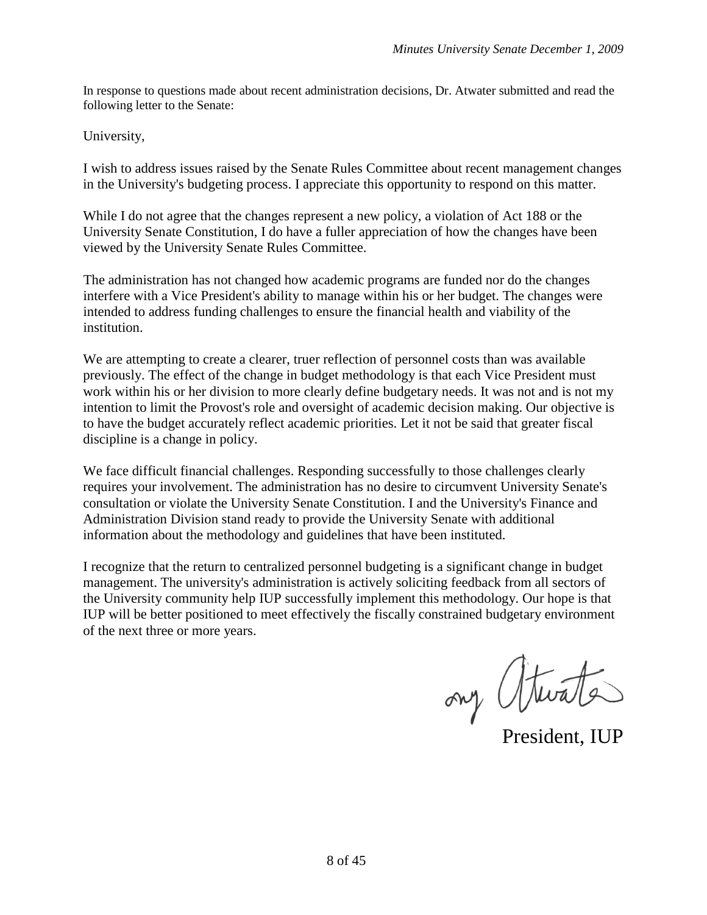In response to questions made about recent administration decisions, Dr. Atwater submitted and read the following letter to the Senate:

University,

I wish to address issues raised by the Senate Rules Committee about recent management changes in the University's budgeting process. I appreciate this opportunity to respond on this matter.

While I do not agree that the changes represent a new policy, a violation of Act 188 or the University Senate Constitution, I do have a fuller appreciation of how the changes have been viewed by the University Senate Rules Committee.

The administration has not changed how academic programs are funded nor do the changes interfere with a Vice President's ability to manage within his or her budget. The changes were intended to address funding challenges to ensure the financial health and viability of the institution.

We are attempting to create a clearer, truer reflection of personnel costs than was available previously. The effect of the change in budget methodology is that each Vice President must work within his or her division to more clearly define budgetary needs. It was not and is not my intention to limit the Provost's role and oversight of academic decision making. Our objective is to have the budget accurately reflect academic priorities. Let it not be said that greater fiscal discipline is a change in policy.

We face difficult financial challenges. Responding successfully to those challenges clearly requires your involvement. The administration has no desire to circumvent University Senate's consultation or violate the University Senate Constitution. I and the University's Finance and Administration Division stand ready to provide the University Senate with additional information about the methodology and guidelines that have been instituted.

I recognize that the return to centralized personnel budgeting is a significant change in budget management. The university's administration is actively soliciting feedback from all sectors of the University community help IUP successfully implement this methodology. Our hope is that IUP will be better positioned to meet effectively the fiscally constrained budgetary environment of the next three or more years.

Tony Atwater

President, IUP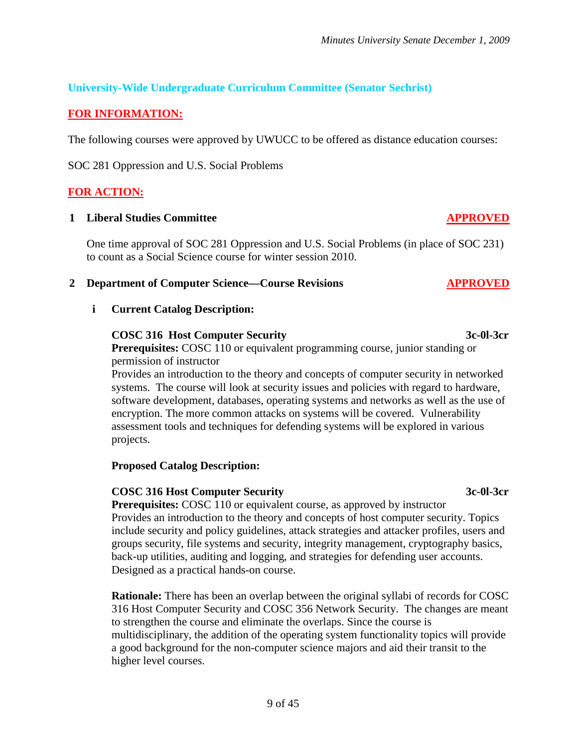## University-Wide Undergraduate Curriculum Committee (Senator Sechrist)

**FOR INFORMATION:**

The following courses were approved by UWUCC to be offered as distance education courses:

SOC 281 Oppression and U.S. Social Problems

**FOR ACTION:**

**1 Liberal Studies Committee** **APPROVED**

One time approval of SOC 281 Oppression and U.S. Social Problems (in place of SOC 231) to count as a Social Science course for winter session 2010.

**2 Department of Computer Science—Course Revisions** **APPROVED**

**i Current Catalog Description:**

**COSC 316 Host Computer Security** **3c-0l-3cr**
**Prerequisites:** COSC 110 or equivalent programming course, junior standing or permission of instructor
Provides an introduction to the theory and concepts of computer security in networked systems. The course will look at security issues and policies with regard to hardware, software development, databases, operating systems and networks as well as the use of encryption. The more common attacks on systems will be covered. Vulnerability assessment tools and techniques for defending systems will be explored in various projects.

**Proposed Catalog Description:**

**COSC 316 Host Computer Security** **3c-0l-3cr**
**Prerequisites:** COSC 110 or equivalent course, as approved by instructor
Provides an introduction to the theory and concepts of host computer security. Topics include security and policy guidelines, attack strategies and attacker profiles, users and groups security, file systems and security, integrity management, cryptography basics, back-up utilities, auditing and logging, and strategies for defending user accounts. Designed as a practical hands-on course.

**Rationale:** There has been an overlap between the original syllabi of records for COSC 316 Host Computer Security and COSC 356 Network Security. The changes are meant to strengthen the course and eliminate the overlaps. Since the course is multidisciplinary, the addition of the operating system functionality topics will provide a good background for the non-computer science majors and aid their transit to the higher level courses.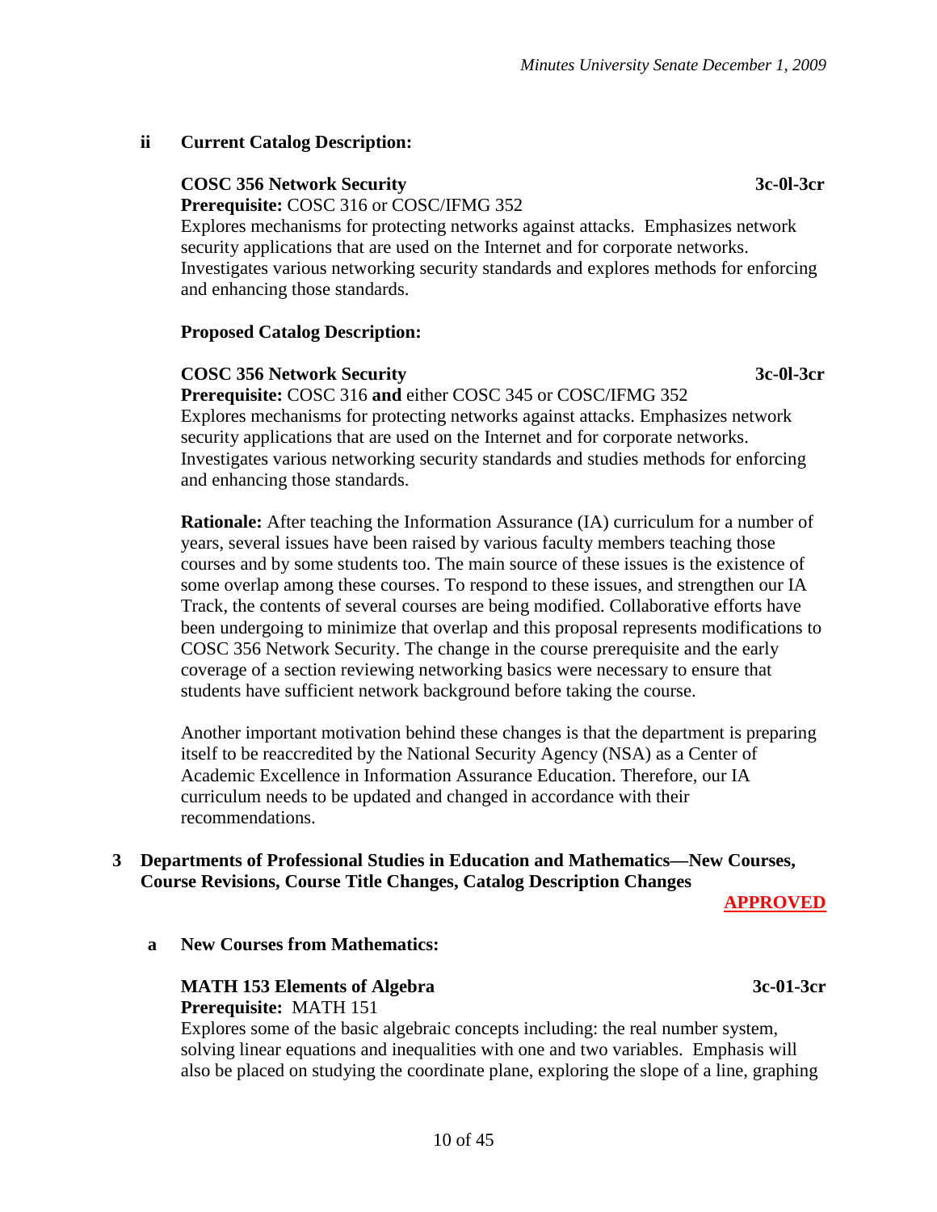**ii Current Catalog Description:**

**COSC 356 Network Security** **3c-0l-3cr**
**Prerequisite:** COSC 316 or COSC/IFMG 352
Explores mechanisms for protecting networks against attacks. Emphasizes network security applications that are used on the Internet and for corporate networks. Investigates various networking security standards and explores methods for enforcing and enhancing those standards.

**Proposed Catalog Description:**

**COSC 356 Network Security** **3c-0l-3cr**
**Prerequisite:** COSC 316 **and** either COSC 345 or COSC/IFMG 352
Explores mechanisms for protecting networks against attacks. Emphasizes network security applications that are used on the Internet and for corporate networks. Investigates various networking security standards and studies methods for enforcing and enhancing those standards.

**Rationale:** After teaching the Information Assurance (IA) curriculum for a number of years, several issues have been raised by various faculty members teaching those courses and by some students too. The main source of these issues is the existence of some overlap among these courses. To respond to these issues, and strengthen our IA Track, the contents of several courses are being modified. Collaborative efforts have been undergoing to minimize that overlap and this proposal represents modifications to COSC 356 Network Security. The change in the course prerequisite and the early coverage of a section reviewing networking basics were necessary to ensure that students have sufficient network background before taking the course.

Another important motivation behind these changes is that the department is preparing itself to be reaccredited by the National Security Agency (NSA) as a Center of Academic Excellence in Information Assurance Education. Therefore, our IA curriculum needs to be updated and changed in accordance with their recommendations.

**3 Departments of Professional Studies in Education and Mathematics—New Courses, Course Revisions, Course Title Changes, Catalog Description Changes**

**APPROVED**

**a New Courses from Mathematics:**

**MATH 153 Elements of Algebra** **3c-01-3cr**
**Prerequisite:** MATH 151
Explores some of the basic algebraic concepts including: the real number system, solving linear equations and inequalities with one and two variables. Emphasis will also be placed on studying the coordinate plane, exploring the slope of a line, graphing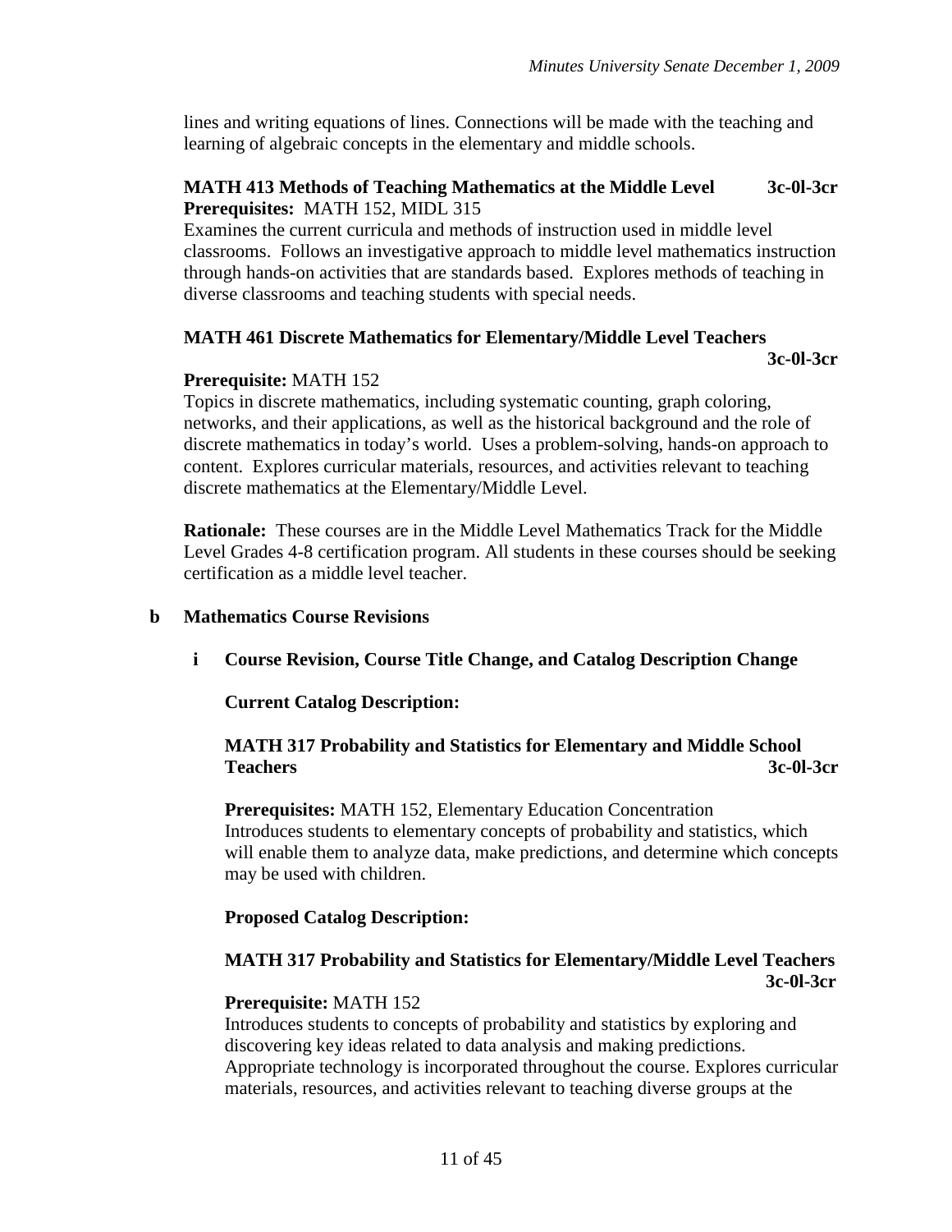lines and writing equations of lines. Connections will be made with the teaching and learning of algebraic concepts in the elementary and middle schools.

**MATH 413 Methods of Teaching Mathematics at the Middle Level 3c-0l-3cr**
**Prerequisites:** MATH 152, MIDL 315
Examines the current curricula and methods of instruction used in middle level classrooms. Follows an investigative approach to middle level mathematics instruction through hands-on activities that are standards based. Explores methods of teaching in diverse classrooms and teaching students with special needs.

**MATH 461 Discrete Mathematics for Elementary/Middle Level Teachers 3c-0l-3cr**

**Prerequisite:** MATH 152
Topics in discrete mathematics, including systematic counting, graph coloring, networks, and their applications, as well as the historical background and the role of discrete mathematics in today's world. Uses a problem-solving, hands-on approach to content. Explores curricular materials, resources, and activities relevant to teaching discrete mathematics at the Elementary/Middle Level.

**Rationale:** These courses are in the Middle Level Mathematics Track for the Middle Level Grades 4-8 certification program. All students in these courses should be seeking certification as a middle level teacher.

**b Mathematics Course Revisions**

**i Course Revision, Course Title Change, and Catalog Description Change**

**Current Catalog Description:**

**MATH 317 Probability and Statistics for Elementary and Middle School Teachers 3c-0l-3cr**

**Prerequisites:** MATH 152, Elementary Education Concentration
Introduces students to elementary concepts of probability and statistics, which will enable them to analyze data, make predictions, and determine which concepts may be used with children.

**Proposed Catalog Description:**

**MATH 317 Probability and Statistics for Elementary/Middle Level Teachers 3c-0l-3cr**

**Prerequisite:** MATH 152
Introduces students to concepts of probability and statistics by exploring and discovering key ideas related to data analysis and making predictions. Appropriate technology is incorporated throughout the course. Explores curricular materials, resources, and activities relevant to teaching diverse groups at the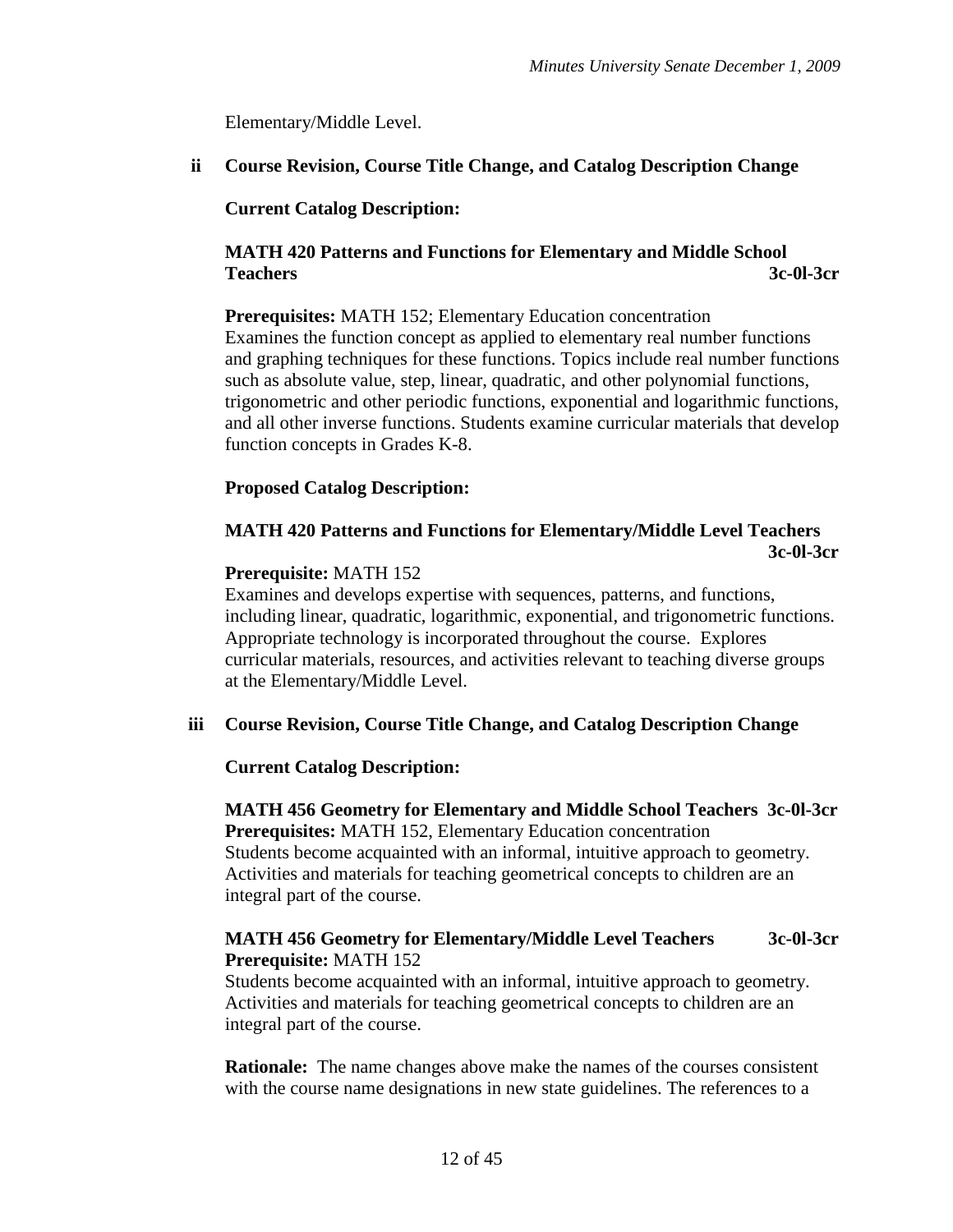Elementary/Middle Level.

**ii Course Revision, Course Title Change, and Catalog Description Change**

**Current Catalog Description:**

**MATH 420 Patterns and Functions for Elementary and Middle School Teachers 3c-0l-3cr**

**Prerequisites:** MATH 152; Elementary Education concentration
Examines the function concept as applied to elementary real number functions and graphing techniques for these functions. Topics include real number functions such as absolute value, step, linear, quadratic, and other polynomial functions, trigonometric and other periodic functions, exponential and logarithmic functions, and all other inverse functions. Students examine curricular materials that develop function concepts in Grades K-8.

**Proposed Catalog Description:**

**MATH 420 Patterns and Functions for Elementary/Middle Level Teachers 3c-0l-3cr**

**Prerequisite:** MATH 152
Examines and develops expertise with sequences, patterns, and functions, including linear, quadratic, logarithmic, exponential, and trigonometric functions. Appropriate technology is incorporated throughout the course. Explores curricular materials, resources, and activities relevant to teaching diverse groups at the Elementary/Middle Level.

**iii Course Revision, Course Title Change, and Catalog Description Change**

**Current Catalog Description:**

**MATH 456 Geometry for Elementary and Middle School Teachers 3c-0l-3cr**
**Prerequisites:** MATH 152, Elementary Education concentration
Students become acquainted with an informal, intuitive approach to geometry. Activities and materials for teaching geometrical concepts to children are an integral part of the course.

**MATH 456 Geometry for Elementary/Middle Level Teachers 3c-0l-3cr**
**Prerequisite:** MATH 152
Students become acquainted with an informal, intuitive approach to geometry. Activities and materials for teaching geometrical concepts to children are an integral part of the course.

**Rationale:** The name changes above make the names of the courses consistent with the course name designations in new state guidelines. The references to a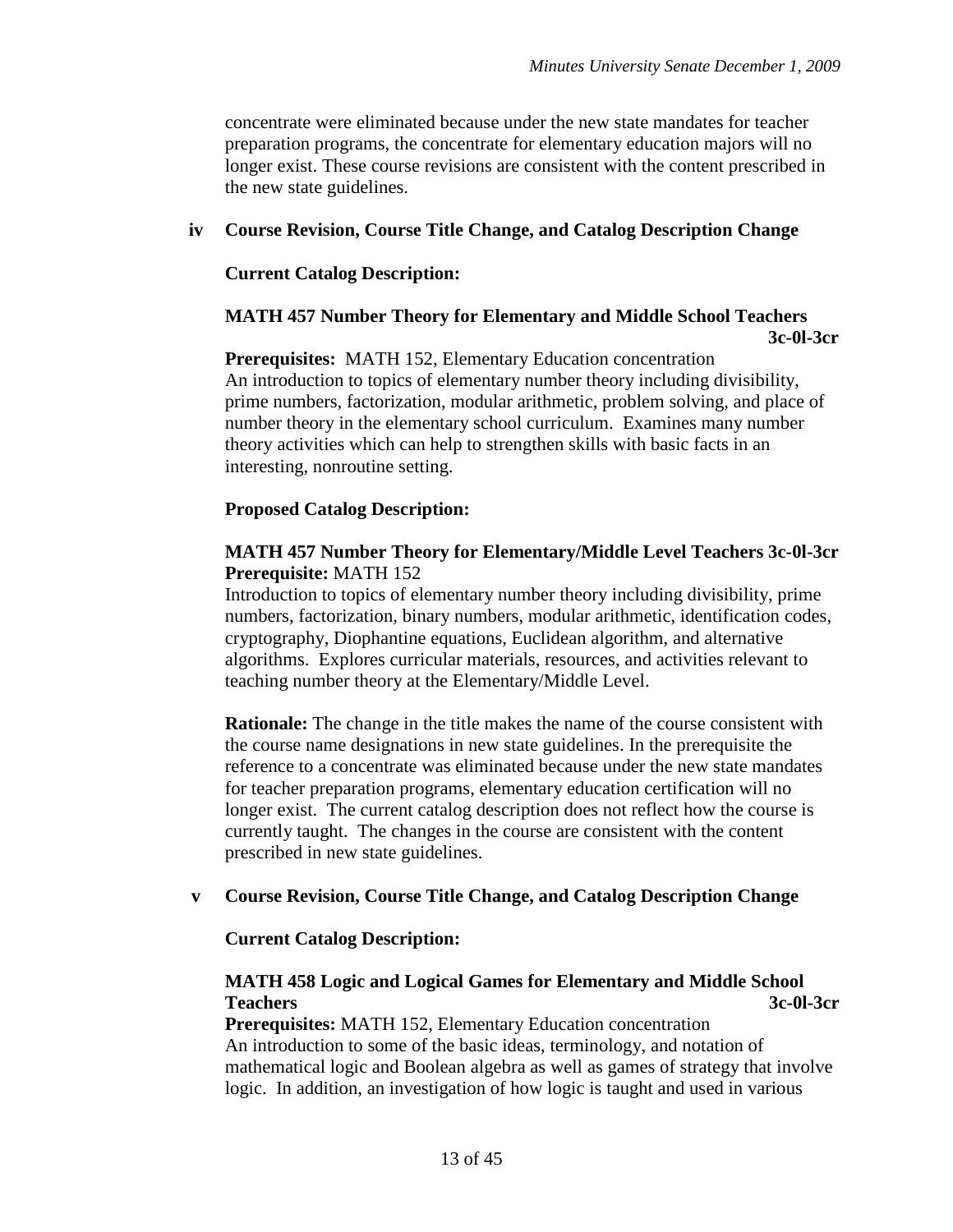concentrate were eliminated because under the new state mandates for teacher preparation programs, the concentrate for elementary education majors will no longer exist. These course revisions are consistent with the content prescribed in the new state guidelines.

**iv Course Revision, Course Title Change, and Catalog Description Change**

**Current Catalog Description:**

**MATH 457 Number Theory for Elementary and Middle School Teachers 3c-0l-3cr**

**Prerequisites:** MATH 152, Elementary Education concentration
An introduction to topics of elementary number theory including divisibility, prime numbers, factorization, modular arithmetic, problem solving, and place of number theory in the elementary school curriculum. Examines many number theory activities which can help to strengthen skills with basic facts in an interesting, nonroutine setting.

**Proposed Catalog Description:**

**MATH 457 Number Theory for Elementary/Middle Level Teachers 3c-0l-3cr**
**Prerequisite:** MATH 152
Introduction to topics of elementary number theory including divisibility, prime numbers, factorization, binary numbers, modular arithmetic, identification codes, cryptography, Diophantine equations, Euclidean algorithm, and alternative algorithms. Explores curricular materials, resources, and activities relevant to teaching number theory at the Elementary/Middle Level.

**Rationale:** The change in the title makes the name of the course consistent with the course name designations in new state guidelines. In the prerequisite the reference to a concentrate was eliminated because under the new state mandates for teacher preparation programs, elementary education certification will no longer exist. The current catalog description does not reflect how the course is currently taught. The changes in the course are consistent with the content prescribed in new state guidelines.

**v Course Revision, Course Title Change, and Catalog Description Change**

**Current Catalog Description:**

**MATH 458 Logic and Logical Games for Elementary and Middle School Teachers 3c-0l-3cr**

**Prerequisites:** MATH 152, Elementary Education concentration
An introduction to some of the basic ideas, terminology, and notation of mathematical logic and Boolean algebra as well as games of strategy that involve logic. In addition, an investigation of how logic is taught and used in various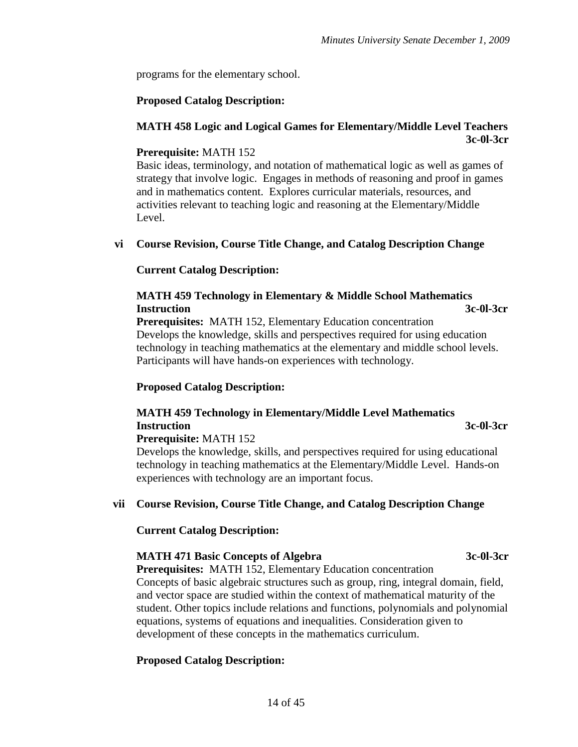programs for the elementary school.

**Proposed Catalog Description:**

**MATH 458 Logic and Logical Games for Elementary/Middle Level Teachers 3c-0l-3cr**

**Prerequisite:** MATH 152
Basic ideas, terminology, and notation of mathematical logic as well as games of strategy that involve logic. Engages in methods of reasoning and proof in games and in mathematics content. Explores curricular materials, resources, and activities relevant to teaching logic and reasoning at the Elementary/Middle Level.

**vi Course Revision, Course Title Change, and Catalog Description Change**

**Current Catalog Description:**

**MATH 459 Technology in Elementary & Middle School Mathematics Instruction 3c-0l-3cr**
**Prerequisites:** MATH 152, Elementary Education concentration
Develops the knowledge, skills and perspectives required for using education technology in teaching mathematics at the elementary and middle school levels. Participants will have hands-on experiences with technology.

**Proposed Catalog Description:**

**MATH 459 Technology in Elementary/Middle Level Mathematics Instruction 3c-0l-3cr**
**Prerequisite:** MATH 152
Develops the knowledge, skills, and perspectives required for using educational technology in teaching mathematics at the Elementary/Middle Level. Hands-on experiences with technology are an important focus.

**vii Course Revision, Course Title Change, and Catalog Description Change**

**Current Catalog Description:**

**MATH 471 Basic Concepts of Algebra 3c-0l-3cr**
**Prerequisites:** MATH 152, Elementary Education concentration
Concepts of basic algebraic structures such as group, ring, integral domain, field, and vector space are studied within the context of mathematical maturity of the student. Other topics include relations and functions, polynomials and polynomial equations, systems of equations and inequalities. Consideration given to development of these concepts in the mathematics curriculum.

**Proposed Catalog Description:**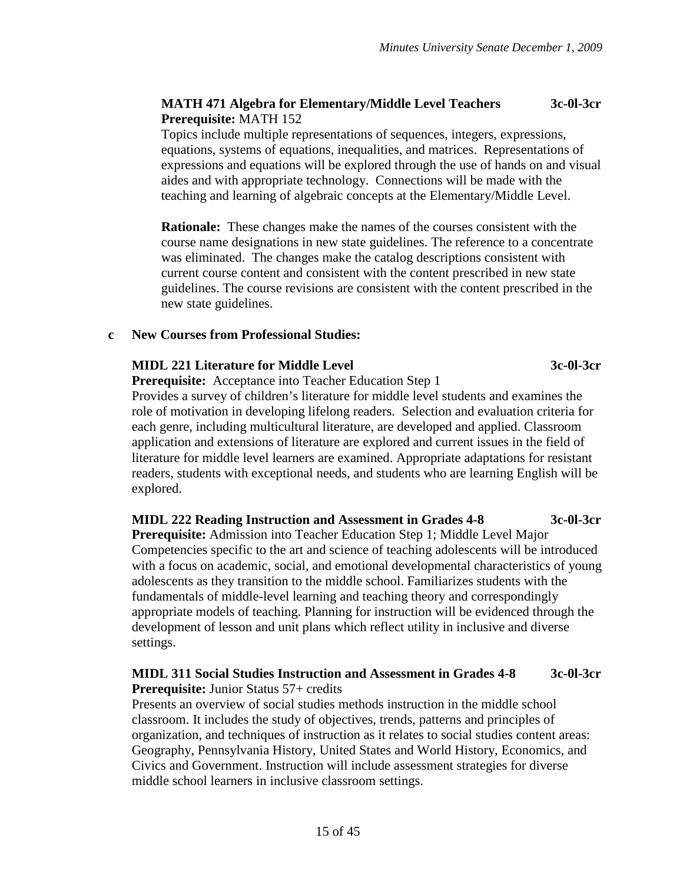**MATH 471 Algebra for Elementary/Middle Level Teachers 3c-0l-3cr**
**Prerequisite:** MATH 152

Topics include multiple representations of sequences, integers, expressions, equations, systems of equations, inequalities, and matrices. Representations of expressions and equations will be explored through the use of hands on and visual aides and with appropriate technology. Connections will be made with the teaching and learning of algebraic concepts at the Elementary/Middle Level.

**Rationale:** These changes make the names of the courses consistent with the course name designations in new state guidelines. The reference to a concentrate was eliminated. The changes make the catalog descriptions consistent with current course content and consistent with the content prescribed in new state guidelines. The course revisions are consistent with the content prescribed in the new state guidelines.

**c New Courses from Professional Studies:**

**MIDL 221 Literature for Middle Level 3c-0l-3cr**
**Prerequisite:** Acceptance into Teacher Education Step 1

Provides a survey of children's literature for middle level students and examines the role of motivation in developing lifelong readers. Selection and evaluation criteria for each genre, including multicultural literature, are developed and applied. Classroom application and extensions of literature are explored and current issues in the field of literature for middle level learners are examined. Appropriate adaptations for resistant readers, students with exceptional needs, and students who are learning English will be explored.

**MIDL 222 Reading Instruction and Assessment in Grades 4-8 3c-0l-3cr**
**Prerequisite:** Admission into Teacher Education Step 1; Middle Level Major

Competencies specific to the art and science of teaching adolescents will be introduced with a focus on academic, social, and emotional developmental characteristics of young adolescents as they transition to the middle school. Familiarizes students with the fundamentals of middle-level learning and teaching theory and correspondingly appropriate models of teaching. Planning for instruction will be evidenced through the development of lesson and unit plans which reflect utility in inclusive and diverse settings.

**MIDL 311 Social Studies Instruction and Assessment in Grades 4-8 3c-0l-3cr**
**Prerequisite:** Junior Status 57+ credits

Presents an overview of social studies methods instruction in the middle school classroom. It includes the study of objectives, trends, patterns and principles of organization, and techniques of instruction as it relates to social studies content areas: Geography, Pennsylvania History, United States and World History, Economics, and Civics and Government. Instruction will include assessment strategies for diverse middle school learners in inclusive classroom settings.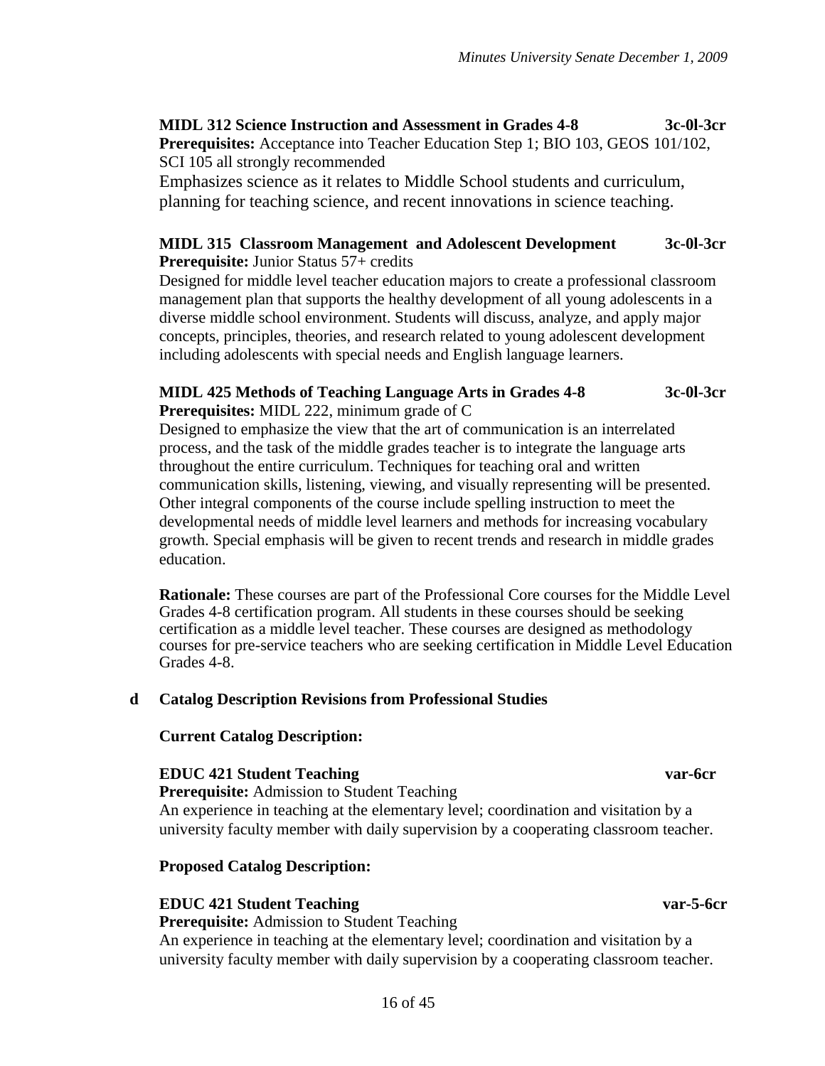**MIDL 312 Science Instruction and Assessment in Grades 4-8 3c-0l-3cr**
**Prerequisites:** Acceptance into Teacher Education Step 1; BIO 103, GEOS 101/102, SCI 105 all strongly recommended
Emphasizes science as it relates to Middle School students and curriculum, planning for teaching science, and recent innovations in science teaching.

**MIDL 315 Classroom Management and Adolescent Development 3c-0l-3cr**
**Prerequisite:** Junior Status 57+ credits
Designed for middle level teacher education majors to create a professional classroom management plan that supports the healthy development of all young adolescents in a diverse middle school environment. Students will discuss, analyze, and apply major concepts, principles, theories, and research related to young adolescent development including adolescents with special needs and English language learners.

**MIDL 425 Methods of Teaching Language Arts in Grades 4-8 3c-0l-3cr**
**Prerequisites:** MIDL 222, minimum grade of C
Designed to emphasize the view that the art of communication is an interrelated process, and the task of the middle grades teacher is to integrate the language arts throughout the entire curriculum. Techniques for teaching oral and written communication skills, listening, viewing, and visually representing will be presented. Other integral components of the course include spelling instruction to meet the developmental needs of middle level learners and methods for increasing vocabulary growth. Special emphasis will be given to recent trends and research in middle grades education.

**Rationale:** These courses are part of the Professional Core courses for the Middle Level Grades 4-8 certification program. All students in these courses should be seeking certification as a middle level teacher. These courses are designed as methodology courses for pre-service teachers who are seeking certification in Middle Level Education Grades 4-8.

**d Catalog Description Revisions from Professional Studies**

**Current Catalog Description:**

**EDUC 421 Student Teaching var-6cr**
**Prerequisite:** Admission to Student Teaching
An experience in teaching at the elementary level; coordination and visitation by a university faculty member with daily supervision by a cooperating classroom teacher.

**Proposed Catalog Description:**

**EDUC 421 Student Teaching var-5-6cr**
**Prerequisite:** Admission to Student Teaching
An experience in teaching at the elementary level; coordination and visitation by a university faculty member with daily supervision by a cooperating classroom teacher.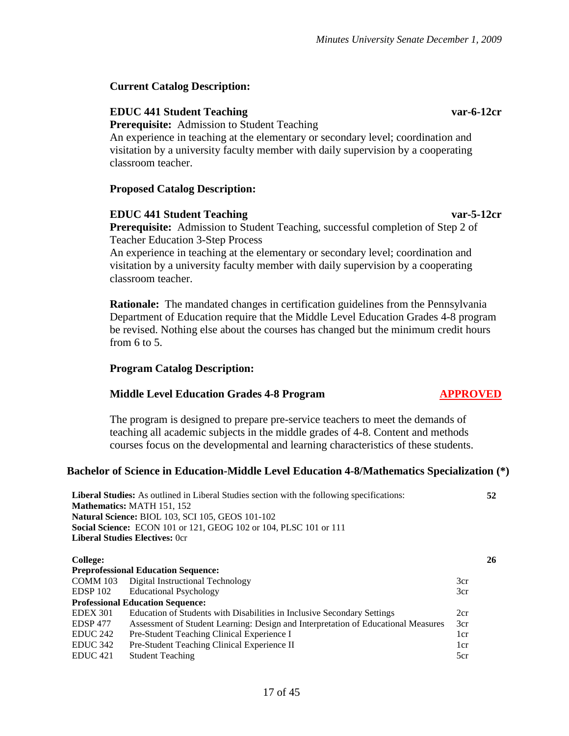**Current Catalog Description:**

**EDUC 441 Student Teaching** **var-6-12cr**
**Prerequisite:** Admission to Student Teaching
An experience in teaching at the elementary or secondary level; coordination and visitation by a university faculty member with daily supervision by a cooperating classroom teacher.

**Proposed Catalog Description:**

**EDUC 441 Student Teaching** **var-5-12cr**
**Prerequisite:** Admission to Student Teaching, successful completion of Step 2 of Teacher Education 3-Step Process
An experience in teaching at the elementary or secondary level; coordination and visitation by a university faculty member with daily supervision by a cooperating classroom teacher.

**Rationale:** The mandated changes in certification guidelines from the Pennsylvania Department of Education require that the Middle Level Education Grades 4-8 program be revised. Nothing else about the courses has changed but the minimum credit hours from 6 to 5.

**Program Catalog Description:**

**Middle Level Education Grades 4-8 Program** **APPROVED**

The program is designed to prepare pre-service teachers to meet the demands of teaching all academic subjects in the middle grades of 4-8. Content and methods courses focus on the developmental and learning characteristics of these students.

**Bachelor of Science in Education-Middle Level Education 4-8/Mathematics Specialization (*)**

**Liberal Studies:** As outlined in Liberal Studies section with the following specifications: **52**
**Mathematics:** MATH 151, 152
**Natural Science:** BIOL 103, SCI 105, GEOS 101-102
**Social Science:** ECON 101 or 121, GEOG 102 or 104, PLSC 101 or 111
**Liberal Studies Electives:** 0cr

**College:** **26**

| | | | |
|---|---|---|---|
| **Preprofessional Education Sequence:** | | | |
| COMM 103 | Digital Instructional Technology | 3cr | |
| EDSP 102 | Educational Psychology | 3cr | |
| **Professional Education Sequence:** | | | |
| EDEX 301 | Education of Students with Disabilities in Inclusive Secondary Settings | 2cr | |
| EDSP 477 | Assessment of Student Learning: Design and Interpretation of Educational Measures | 3cr | |
| EDUC 242 | Pre-Student Teaching Clinical Experience I | 1cr | |
| EDUC 342 | Pre-Student Teaching Clinical Experience II | 1cr | |
| EDUC 421 | Student Teaching | 5cr | |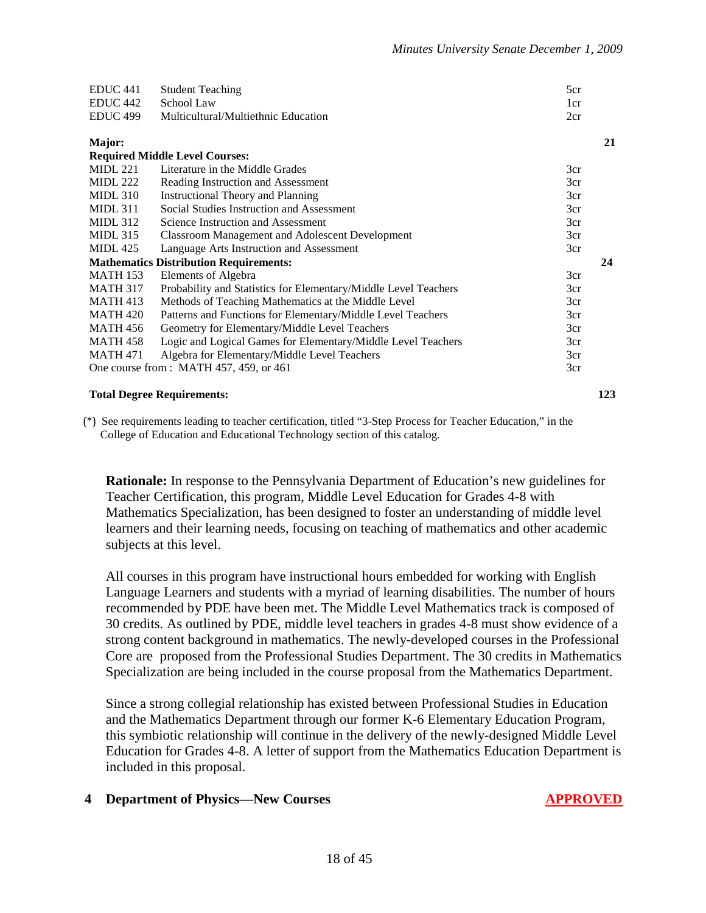| | | | |
|---|---|---|---|
| EDUC 441 | Student Teaching | 5cr | |
| EDUC 442 | School Law | 1cr | |
| EDUC 499 | Multicultural/Multiethnic Education | 2cr | |
| **Major:** | | | **21** |
| **Required Middle Level Courses:** | | | |
| MIDL 221 | Literature in the Middle Grades | 3cr | |
| MIDL 222 | Reading Instruction and Assessment | 3cr | |
| MIDL 310 | Instructional Theory and Planning | 3cr | |
| MIDL 311 | Social Studies Instruction and Assessment | 3cr | |
| MIDL 312 | Science Instruction and Assessment | 3cr | |
| MIDL 315 | Classroom Management and Adolescent Development | 3cr | |
| MIDL 425 | Language Arts Instruction and Assessment | 3cr | |
| **Mathematics Distribution Requirements:** | | | **24** |
| MATH 153 | Elements of Algebra | 3cr | |
| MATH 317 | Probability and Statistics for Elementary/Middle Level Teachers | 3cr | |
| MATH 413 | Methods of Teaching Mathematics at the Middle Level | 3cr | |
| MATH 420 | Patterns and Functions for Elementary/Middle Level Teachers | 3cr | |
| MATH 456 | Geometry for Elementary/Middle Level Teachers | 3cr | |
| MATH 458 | Logic and Logical Games for Elementary/Middle Level Teachers | 3cr | |
| MATH 471 | Algebra for Elementary/Middle Level Teachers | 3cr | |
| One course from : MATH 457, 459, or 461 | | 3cr | |
| **Total Degree Requirements:** | | | **123** |

(*) See requirements leading to teacher certification, titled "3-Step Process for Teacher Education," in the College of Education and Educational Technology section of this catalog.

**Rationale:** In response to the Pennsylvania Department of Education's new guidelines for Teacher Certification, this program, Middle Level Education for Grades 4-8 with Mathematics Specialization, has been designed to foster an understanding of middle level learners and their learning needs, focusing on teaching of mathematics and other academic subjects at this level.

All courses in this program have instructional hours embedded for working with English Language Learners and students with a myriad of learning disabilities. The number of hours recommended by PDE have been met. The Middle Level Mathematics track is composed of 30 credits. As outlined by PDE, middle level teachers in grades 4-8 must show evidence of a strong content background in mathematics. The newly-developed courses in the Professional Core are proposed from the Professional Studies Department. The 30 credits in Mathematics Specialization are being included in the course proposal from the Mathematics Department.

Since a strong collegial relationship has existed between Professional Studies in Education and the Mathematics Department through our former K-6 Elementary Education Program, this symbiotic relationship will continue in the delivery of the newly-designed Middle Level Education for Grades 4-8. A letter of support from the Mathematics Education Department is included in this proposal.

**4 Department of Physics—New Courses** **APPROVED**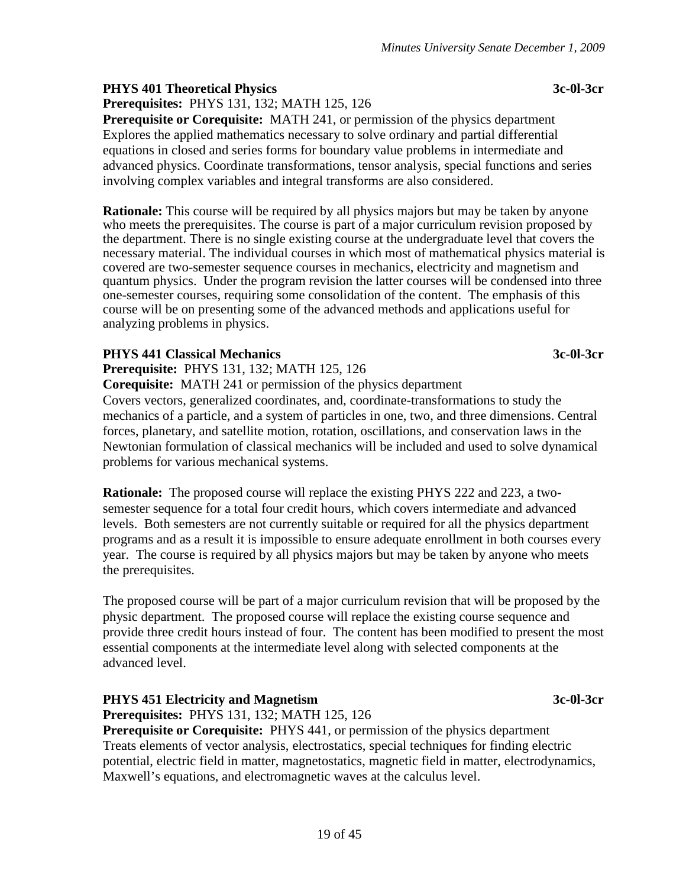**PHYS 401 Theoretical Physics** **3c-0l-3cr**

**Prerequisites:** PHYS 131, 132; MATH 125, 126

**Prerequisite or Corequisite:** MATH 241, or permission of the physics department

Explores the applied mathematics necessary to solve ordinary and partial differential equations in closed and series forms for boundary value problems in intermediate and advanced physics. Coordinate transformations, tensor analysis, special functions and series involving complex variables and integral transforms are also considered.

**Rationale:** This course will be required by all physics majors but may be taken by anyone who meets the prerequisites. The course is part of a major curriculum revision proposed by the department. There is no single existing course at the undergraduate level that covers the necessary material. The individual courses in which most of mathematical physics material is covered are two-semester sequence courses in mechanics, electricity and magnetism and quantum physics. Under the program revision the latter courses will be condensed into three one-semester courses, requiring some consolidation of the content. The emphasis of this course will be on presenting some of the advanced methods and applications useful for analyzing problems in physics.

**PHYS 441 Classical Mechanics** **3c-0l-3cr**

**Prerequisite:** PHYS 131, 132; MATH 125, 126

**Corequisite:** MATH 241 or permission of the physics department

Covers vectors, generalized coordinates, and, coordinate-transformations to study the mechanics of a particle, and a system of particles in one, two, and three dimensions. Central forces, planetary, and satellite motion, rotation, oscillations, and conservation laws in the Newtonian formulation of classical mechanics will be included and used to solve dynamical problems for various mechanical systems.

**Rationale:** The proposed course will replace the existing PHYS 222 and 223, a two-semester sequence for a total four credit hours, which covers intermediate and advanced levels. Both semesters are not currently suitable or required for all the physics department programs and as a result it is impossible to ensure adequate enrollment in both courses every year. The course is required by all physics majors but may be taken by anyone who meets the prerequisites.

The proposed course will be part of a major curriculum revision that will be proposed by the physic department. The proposed course will replace the existing course sequence and provide three credit hours instead of four. The content has been modified to present the most essential components at the intermediate level along with selected components at the advanced level.

**PHYS 451 Electricity and Magnetism** **3c-0l-3cr**

**Prerequisites:** PHYS 131, 132; MATH 125, 126

**Prerequisite or Corequisite:** PHYS 441, or permission of the physics department

Treats elements of vector analysis, electrostatics, special techniques for finding electric potential, electric field in matter, magnetostatics, magnetic field in matter, electrodynamics, Maxwell's equations, and electromagnetic waves at the calculus level.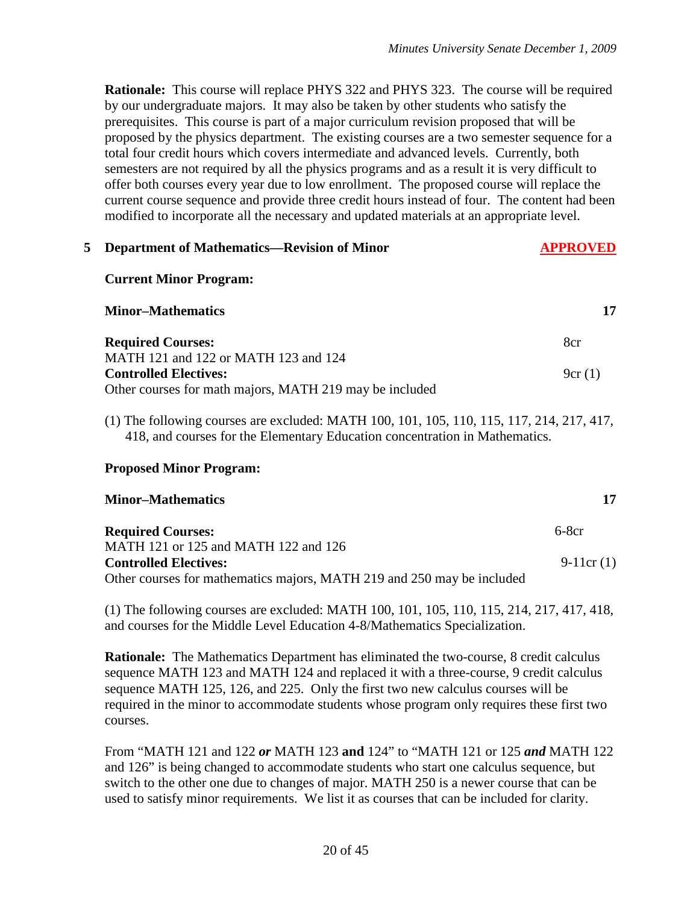**Rationale:** This course will replace PHYS 322 and PHYS 323. The course will be required by our undergraduate majors. It may also be taken by other students who satisfy the prerequisites. This course is part of a major curriculum revision proposed that will be proposed by the physics department. The existing courses are a two semester sequence for a total four credit hours which covers intermediate and advanced levels. Currently, both semesters are not required by all the physics programs and as a result it is very difficult to offer both courses every year due to low enrollment. The proposed course will replace the current course sequence and provide three credit hours instead of four. The content had been modified to incorporate all the necessary and updated materials at an appropriate level.

## 5 Department of Mathematics—Revision of Minor — APPROVED

**Current Minor Program:**

| **Minor–Mathematics** | **17** |
|---|---|
| **Required Courses:** | 8cr |
| MATH 121 and 122 or MATH 123 and 124 | |
| **Controlled Electives:** | 9cr (1) |
| Other courses for math majors, MATH 219 may be included | |

(1) The following courses are excluded: MATH 100, 101, 105, 110, 115, 117, 214, 217, 417, 418, and courses for the Elementary Education concentration in Mathematics.

**Proposed Minor Program:**

| **Minor–Mathematics** | **17** |
|---|---|
| **Required Courses:** | 6-8cr |
| MATH 121 or 125 and MATH 122 and 126 | |
| **Controlled Electives:** | 9-11cr (1) |
| Other courses for mathematics majors, MATH 219 and 250 may be included | |

(1) The following courses are excluded: MATH 100, 101, 105, 110, 115, 214, 217, 417, 418, and courses for the Middle Level Education 4-8/Mathematics Specialization.

**Rationale:** The Mathematics Department has eliminated the two-course, 8 credit calculus sequence MATH 123 and MATH 124 and replaced it with a three-course, 9 credit calculus sequence MATH 125, 126, and 225. Only the first two new calculus courses will be required in the minor to accommodate students whose program only requires these first two courses.

From "MATH 121 and 122 ***or*** MATH 123 **and** 124" to "MATH 121 or 125 ***and*** MATH 122 and 126" is being changed to accommodate students who start one calculus sequence, but switch to the other one due to changes of major. MATH 250 is a newer course that can be used to satisfy minor requirements. We list it as courses that can be included for clarity.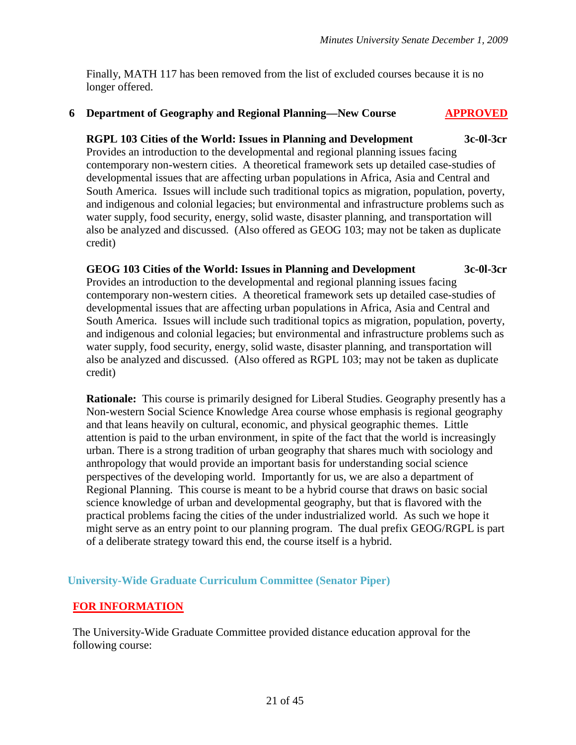Finally, MATH 117 has been removed from the list of excluded courses because it is no longer offered.

**6 Department of Geography and Regional Planning—New Course** **APPROVED**

**RGPL 103 Cities of the World: Issues in Planning and Development 3c-0l-3cr**
Provides an introduction to the developmental and regional planning issues facing contemporary non-western cities. A theoretical framework sets up detailed case-studies of developmental issues that are affecting urban populations in Africa, Asia and Central and South America. Issues will include such traditional topics as migration, population, poverty, and indigenous and colonial legacies; but environmental and infrastructure problems such as water supply, food security, energy, solid waste, disaster planning, and transportation will also be analyzed and discussed. (Also offered as GEOG 103; may not be taken as duplicate credit)

**GEOG 103 Cities of the World: Issues in Planning and Development 3c-0l-3cr**
Provides an introduction to the developmental and regional planning issues facing contemporary non-western cities. A theoretical framework sets up detailed case-studies of developmental issues that are affecting urban populations in Africa, Asia and Central and South America. Issues will include such traditional topics as migration, population, poverty, and indigenous and colonial legacies; but environmental and infrastructure problems such as water supply, food security, energy, solid waste, disaster planning, and transportation will also be analyzed and discussed. (Also offered as RGPL 103; may not be taken as duplicate credit)

**Rationale:** This course is primarily designed for Liberal Studies. Geography presently has a Non-western Social Science Knowledge Area course whose emphasis is regional geography and that leans heavily on cultural, economic, and physical geographic themes. Little attention is paid to the urban environment, in spite of the fact that the world is increasingly urban. There is a strong tradition of urban geography that shares much with sociology and anthropology that would provide an important basis for understanding social science perspectives of the developing world. Importantly for us, we are also a department of Regional Planning. This course is meant to be a hybrid course that draws on basic social science knowledge of urban and developmental geography, but that is flavored with the practical problems facing the cities of the under industrialized world. As such we hope it might serve as an entry point to our planning program. The dual prefix GEOG/RGPL is part of a deliberate strategy toward this end, the course itself is a hybrid.

## University-Wide Graduate Curriculum Committee (Senator Piper)

**FOR INFORMATION**

The University-Wide Graduate Committee provided distance education approval for the following course: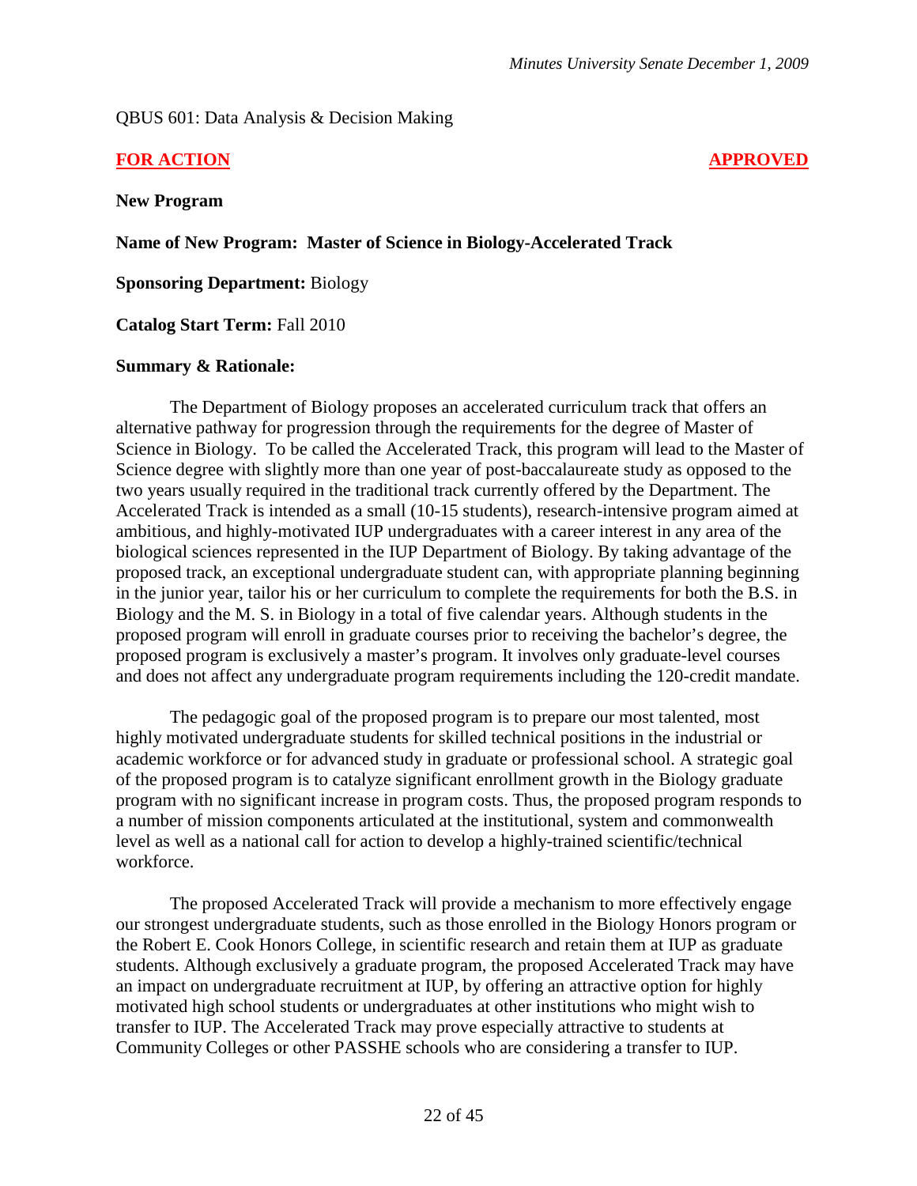QBUS 601: Data Analysis & Decision Making

**FOR ACTION** **APPROVED**

**New Program**

**Name of New Program: Master of Science in Biology-Accelerated Track**

**Sponsoring Department:** Biology

**Catalog Start Term:** Fall 2010

**Summary & Rationale:**

The Department of Biology proposes an accelerated curriculum track that offers an alternative pathway for progression through the requirements for the degree of Master of Science in Biology. To be called the Accelerated Track, this program will lead to the Master of Science degree with slightly more than one year of post-baccalaureate study as opposed to the two years usually required in the traditional track currently offered by the Department. The Accelerated Track is intended as a small (10-15 students), research-intensive program aimed at ambitious, and highly-motivated IUP undergraduates with a career interest in any area of the biological sciences represented in the IUP Department of Biology. By taking advantage of the proposed track, an exceptional undergraduate student can, with appropriate planning beginning in the junior year, tailor his or her curriculum to complete the requirements for both the B.S. in Biology and the M. S. in Biology in a total of five calendar years. Although students in the proposed program will enroll in graduate courses prior to receiving the bachelor's degree, the proposed program is exclusively a master's program. It involves only graduate-level courses and does not affect any undergraduate program requirements including the 120-credit mandate.

The pedagogic goal of the proposed program is to prepare our most talented, most highly motivated undergraduate students for skilled technical positions in the industrial or academic workforce or for advanced study in graduate or professional school. A strategic goal of the proposed program is to catalyze significant enrollment growth in the Biology graduate program with no significant increase in program costs. Thus, the proposed program responds to a number of mission components articulated at the institutional, system and commonwealth level as well as a national call for action to develop a highly-trained scientific/technical workforce.

The proposed Accelerated Track will provide a mechanism to more effectively engage our strongest undergraduate students, such as those enrolled in the Biology Honors program or the Robert E. Cook Honors College, in scientific research and retain them at IUP as graduate students. Although exclusively a graduate program, the proposed Accelerated Track may have an impact on undergraduate recruitment at IUP, by offering an attractive option for highly motivated high school students or undergraduates at other institutions who might wish to transfer to IUP. The Accelerated Track may prove especially attractive to students at Community Colleges or other PASSHE schools who are considering a transfer to IUP.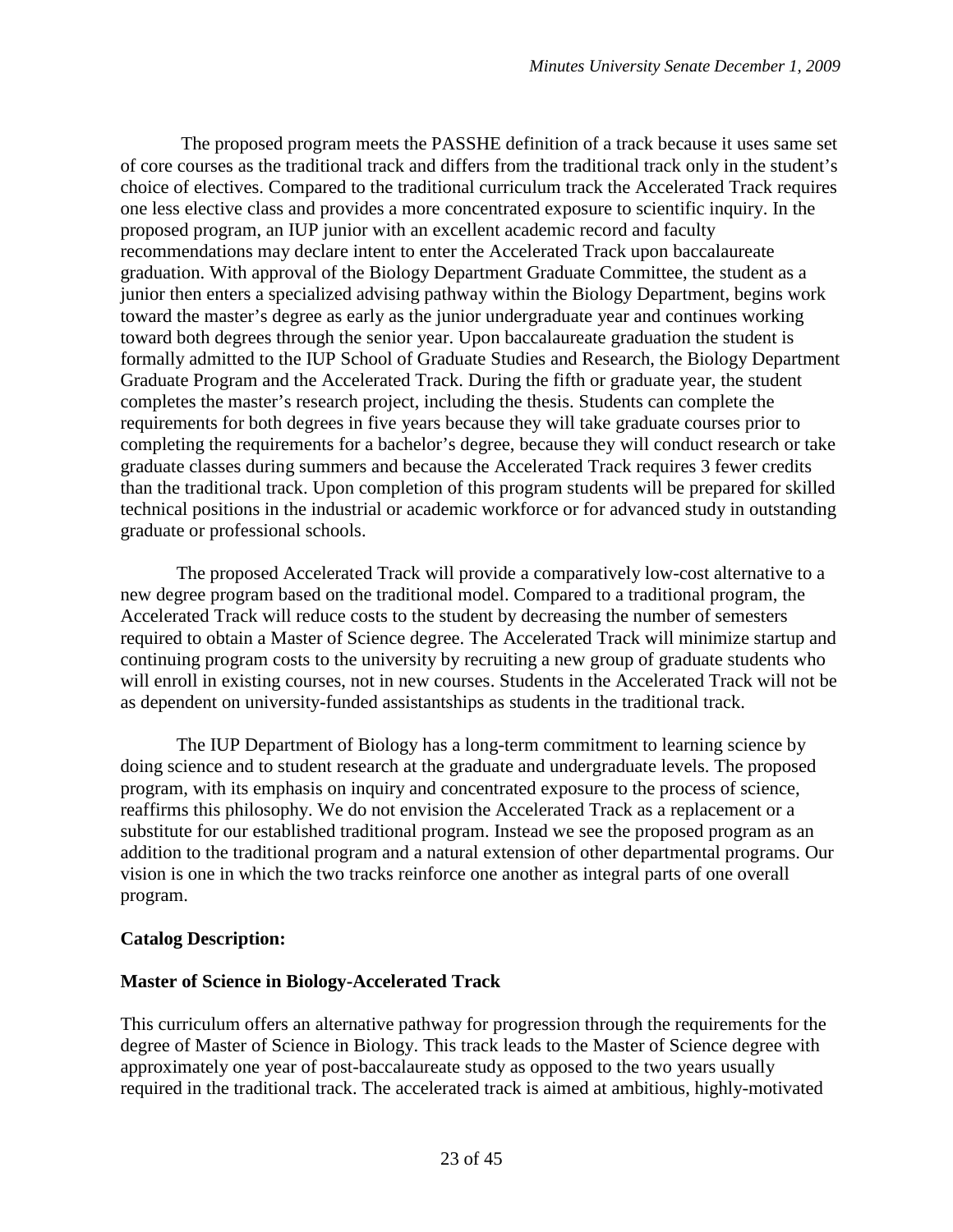The proposed program meets the PASSHE definition of a track because it uses same set of core courses as the traditional track and differs from the traditional track only in the student's choice of electives. Compared to the traditional curriculum track the Accelerated Track requires one less elective class and provides a more concentrated exposure to scientific inquiry. In the proposed program, an IUP junior with an excellent academic record and faculty recommendations may declare intent to enter the Accelerated Track upon baccalaureate graduation. With approval of the Biology Department Graduate Committee, the student as a junior then enters a specialized advising pathway within the Biology Department, begins work toward the master's degree as early as the junior undergraduate year and continues working toward both degrees through the senior year. Upon baccalaureate graduation the student is formally admitted to the IUP School of Graduate Studies and Research, the Biology Department Graduate Program and the Accelerated Track. During the fifth or graduate year, the student completes the master's research project, including the thesis. Students can complete the requirements for both degrees in five years because they will take graduate courses prior to completing the requirements for a bachelor's degree, because they will conduct research or take graduate classes during summers and because the Accelerated Track requires 3 fewer credits than the traditional track. Upon completion of this program students will be prepared for skilled technical positions in the industrial or academic workforce or for advanced study in outstanding graduate or professional schools.

The proposed Accelerated Track will provide a comparatively low-cost alternative to a new degree program based on the traditional model. Compared to a traditional program, the Accelerated Track will reduce costs to the student by decreasing the number of semesters required to obtain a Master of Science degree. The Accelerated Track will minimize startup and continuing program costs to the university by recruiting a new group of graduate students who will enroll in existing courses, not in new courses. Students in the Accelerated Track will not be as dependent on university-funded assistantships as students in the traditional track.

The IUP Department of Biology has a long-term commitment to learning science by doing science and to student research at the graduate and undergraduate levels. The proposed program, with its emphasis on inquiry and concentrated exposure to the process of science, reaffirms this philosophy. We do not envision the Accelerated Track as a replacement or a substitute for our established traditional program. Instead we see the proposed program as an addition to the traditional program and a natural extension of other departmental programs. Our vision is one in which the two tracks reinforce one another as integral parts of one overall program.

**Catalog Description:**

**Master of Science in Biology-Accelerated Track**

This curriculum offers an alternative pathway for progression through the requirements for the degree of Master of Science in Biology. This track leads to the Master of Science degree with approximately one year of post-baccalaureate study as opposed to the two years usually required in the traditional track. The accelerated track is aimed at ambitious, highly-motivated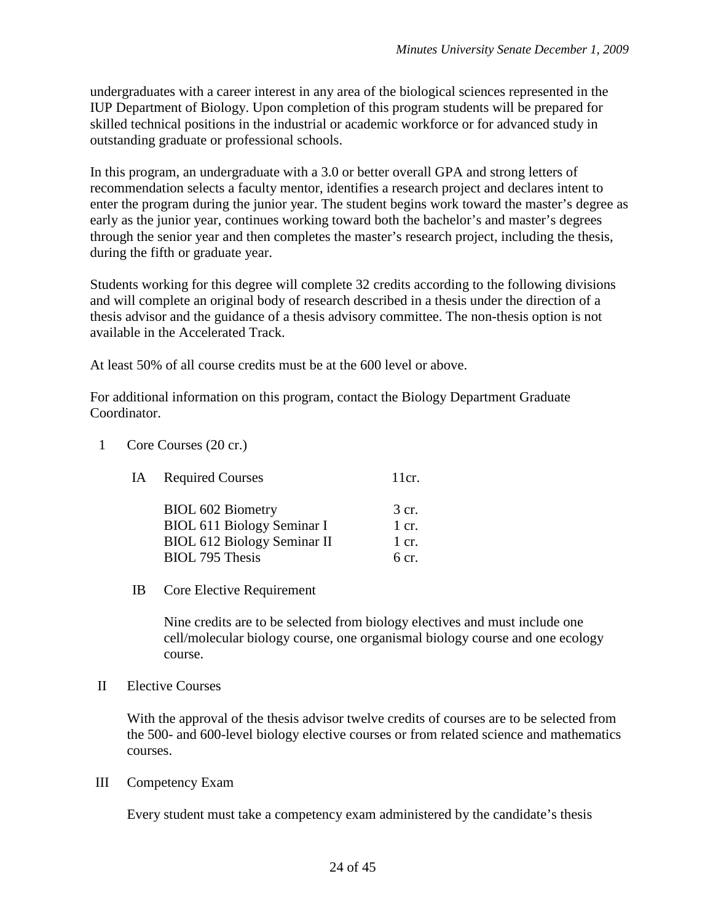undergraduates with a career interest in any area of the biological sciences represented in the IUP Department of Biology. Upon completion of this program students will be prepared for skilled technical positions in the industrial or academic workforce or for advanced study in outstanding graduate or professional schools.

In this program, an undergraduate with a 3.0 or better overall GPA and strong letters of recommendation selects a faculty mentor, identifies a research project and declares intent to enter the program during the junior year. The student begins work toward the master's degree as early as the junior year, continues working toward both the bachelor's and master's degrees through the senior year and then completes the master's research project, including the thesis, during the fifth or graduate year.

Students working for this degree will complete 32 credits according to the following divisions and will complete an original body of research described in a thesis under the direction of a thesis advisor and the guidance of a thesis advisory committee. The non-thesis option is not available in the Accelerated Track.

At least 50% of all course credits must be at the 600 level or above.

For additional information on this program, contact the Biology Department Graduate Coordinator.

1 Core Courses (20 cr.)

IA Required Courses 11cr.

| Course | Credits |
|---|---|
| BIOL 602 Biometry | 3 cr. |
| BIOL 611 Biology Seminar I | 1 cr. |
| BIOL 612 Biology Seminar II | 1 cr. |
| BIOL 795 Thesis | 6 cr. |

IB Core Elective Requirement

Nine credits are to be selected from biology electives and must include one cell/molecular biology course, one organismal biology course and one ecology course.

II Elective Courses

With the approval of the thesis advisor twelve credits of courses are to be selected from the 500- and 600-level biology elective courses or from related science and mathematics courses.

III Competency Exam

Every student must take a competency exam administered by the candidate's thesis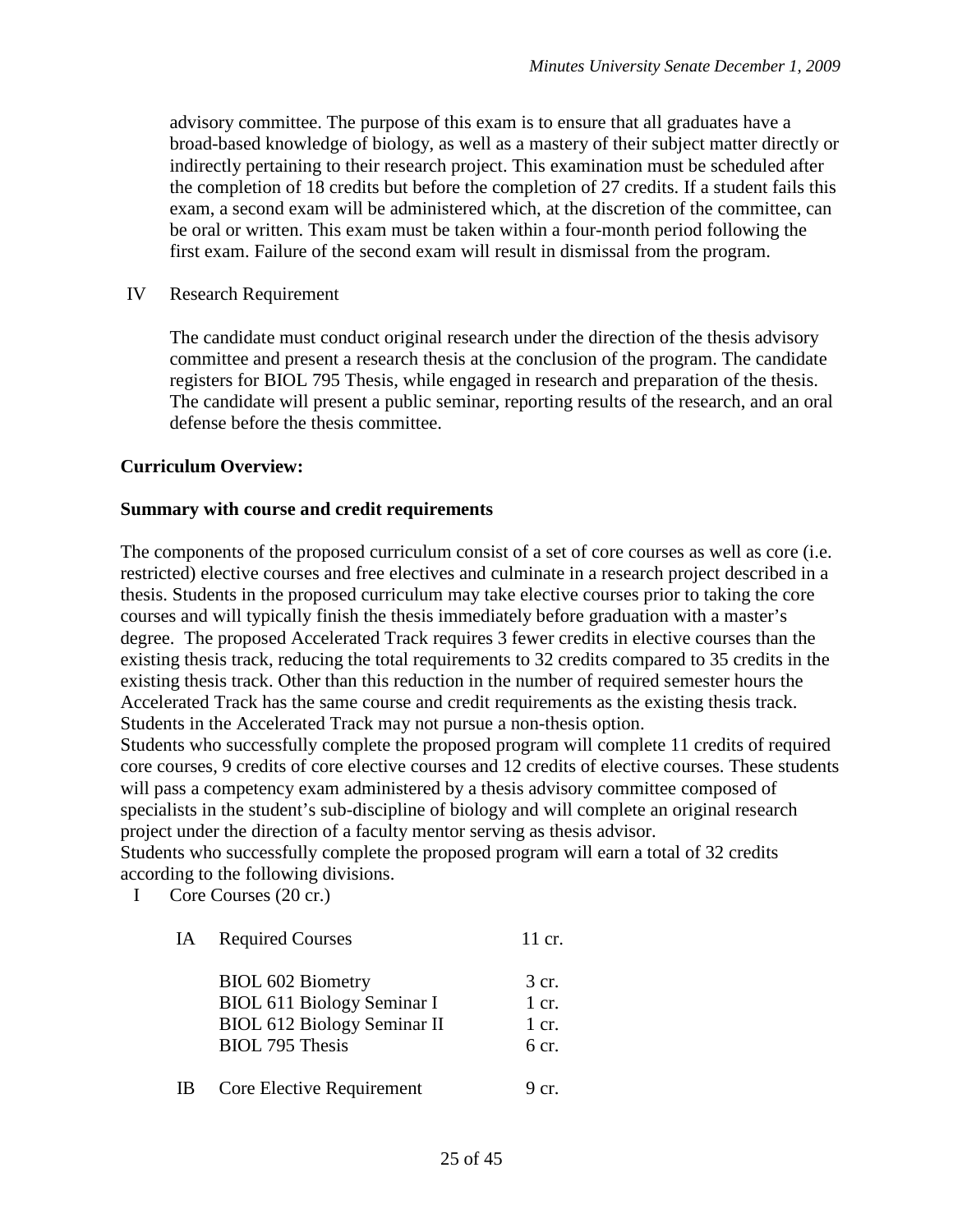advisory committee. The purpose of this exam is to ensure that all graduates have a broad-based knowledge of biology, as well as a mastery of their subject matter directly or indirectly pertaining to their research project. This examination must be scheduled after the completion of 18 credits but before the completion of 27 credits. If a student fails this exam, a second exam will be administered which, at the discretion of the committee, can be oral or written. This exam must be taken within a four-month period following the first exam. Failure of the second exam will result in dismissal from the program.

IV Research Requirement

The candidate must conduct original research under the direction of the thesis advisory committee and present a research thesis at the conclusion of the program. The candidate registers for BIOL 795 Thesis, while engaged in research and preparation of the thesis. The candidate will present a public seminar, reporting results of the research, and an oral defense before the thesis committee.

**Curriculum Overview:**

**Summary with course and credit requirements**

The components of the proposed curriculum consist of a set of core courses as well as core (i.e. restricted) elective courses and free electives and culminate in a research project described in a thesis. Students in the proposed curriculum may take elective courses prior to taking the core courses and will typically finish the thesis immediately before graduation with a master's degree. The proposed Accelerated Track requires 3 fewer credits in elective courses than the existing thesis track, reducing the total requirements to 32 credits compared to 35 credits in the existing thesis track. Other than this reduction in the number of required semester hours the Accelerated Track has the same course and credit requirements as the existing thesis track. Students in the Accelerated Track may not pursue a non-thesis option.

Students who successfully complete the proposed program will complete 11 credits of required core courses, 9 credits of core elective courses and 12 credits of elective courses. These students will pass a competency exam administered by a thesis advisory committee composed of specialists in the student's sub-discipline of biology and will complete an original research project under the direction of a faculty mentor serving as thesis advisor.

Students who successfully complete the proposed program will earn a total of 32 credits according to the following divisions.

I Core Courses (20 cr.)

IA Required Courses — 11 cr.

- BIOL 602 Biometry — 3 cr.
- BIOL 611 Biology Seminar I — 1 cr.
- BIOL 612 Biology Seminar II — 1 cr.
- BIOL 795 Thesis — 6 cr.

IB Core Elective Requirement — 9 cr.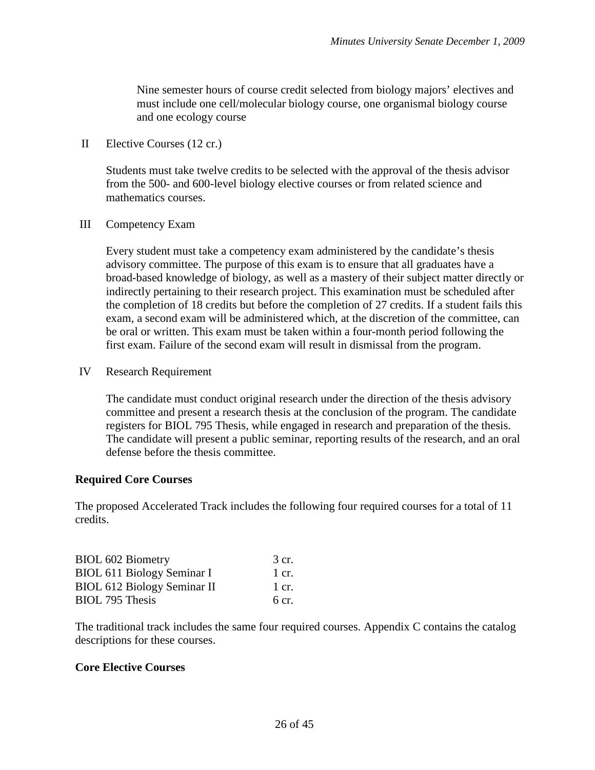Nine semester hours of course credit selected from biology majors' electives and must include one cell/molecular biology course, one organismal biology course and one ecology course

II Elective Courses (12 cr.)

Students must take twelve credits to be selected with the approval of the thesis advisor from the 500- and 600-level biology elective courses or from related science and mathematics courses.

III Competency Exam

Every student must take a competency exam administered by the candidate's thesis advisory committee. The purpose of this exam is to ensure that all graduates have a broad-based knowledge of biology, as well as a mastery of their subject matter directly or indirectly pertaining to their research project. This examination must be scheduled after the completion of 18 credits but before the completion of 27 credits. If a student fails this exam, a second exam will be administered which, at the discretion of the committee, can be oral or written. This exam must be taken within a four-month period following the first exam. Failure of the second exam will result in dismissal from the program.

IV Research Requirement

The candidate must conduct original research under the direction of the thesis advisory committee and present a research thesis at the conclusion of the program. The candidate registers for BIOL 795 Thesis, while engaged in research and preparation of the thesis. The candidate will present a public seminar, reporting results of the research, and an oral defense before the thesis committee.

**Required Core Courses**

The proposed Accelerated Track includes the following four required courses for a total of 11 credits.

| | |
|---|---|
| BIOL 602 Biometry | 3 cr. |
| BIOL 611 Biology Seminar I | 1 cr. |
| BIOL 612 Biology Seminar II | 1 cr. |
| BIOL 795 Thesis | 6 cr. |

The traditional track includes the same four required courses. Appendix C contains the catalog descriptions for these courses.

**Core Elective Courses**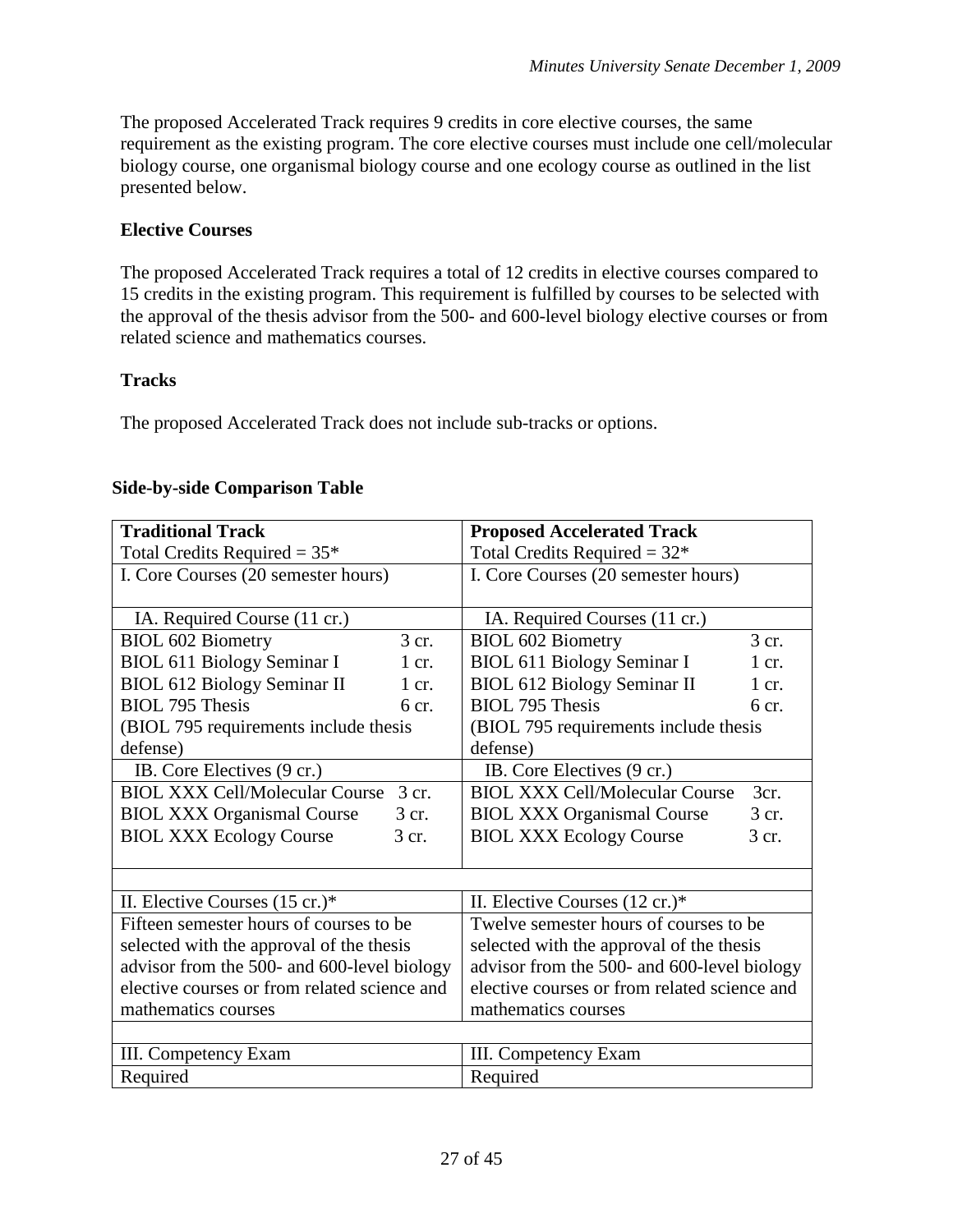The proposed Accelerated Track requires 9 credits in core elective courses, the same requirement as the existing program. The core elective courses must include one cell/molecular biology course, one organismal biology course and one ecology course as outlined in the list presented below.

**Elective Courses**

The proposed Accelerated Track requires a total of 12 credits in elective courses compared to 15 credits in the existing program. This requirement is fulfilled by courses to be selected with the approval of the thesis advisor from the 500- and 600-level biology elective courses or from related science and mathematics courses.

**Tracks**

The proposed Accelerated Track does not include sub-tracks or options.

**Side-by-side Comparison Table**

| **Traditional Track**<br>Total Credits Required = 35* | | **Proposed Accelerated Track**<br>Total Credits Required = 32* | |
|---|---|---|---|
| I. Core Courses (20 semester hours) | | I. Core Courses (20 semester hours) | |
| IA. Required Course (11 cr.) | | IA. Required Courses (11 cr.) | |
| BIOL 602 Biometry | 3 cr. | BIOL 602 Biometry | 3 cr. |
| BIOL 611 Biology Seminar I | 1 cr. | BIOL 611 Biology Seminar I | 1 cr. |
| BIOL 612 Biology Seminar II | 1 cr. | BIOL 612 Biology Seminar II | 1 cr. |
| BIOL 795 Thesis | 6 cr. | BIOL 795 Thesis | 6 cr. |
| (BIOL 795 requirements include thesis defense) | | (BIOL 795 requirements include thesis defense) | |
| IB. Core Electives (9 cr.) | | IB. Core Electives (9 cr.) | |
| BIOL XXX Cell/Molecular Course | 3 cr. | BIOL XXX Cell/Molecular Course | 3cr. |
| BIOL XXX Organismal Course | 3 cr. | BIOL XXX Organismal Course | 3 cr. |
| BIOL XXX Ecology Course | 3 cr. | BIOL XXX Ecology Course | 3 cr. |
| | | | |
| II. Elective Courses (15 cr.)* | | II. Elective Courses (12 cr.)* | |
| Fifteen semester hours of courses to be selected with the approval of the thesis advisor from the 500- and 600-level biology elective courses or from related science and mathematics courses | | Twelve semester hours of courses to be selected with the approval of the thesis advisor from the 500- and 600-level biology elective courses or from related science and mathematics courses | |
| | | | |
| III. Competency Exam | | III. Competency Exam | |
| Required | | Required | |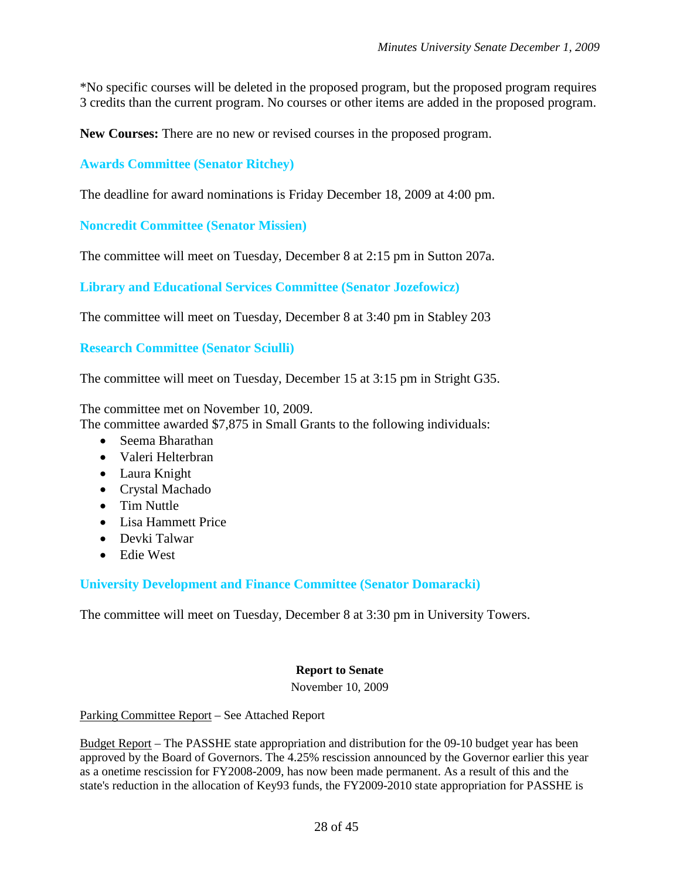*No specific courses will be deleted in the proposed program, but the proposed program requires 3 credits than the current program. No courses or other items are added in the proposed program.

**New Courses:** There are no new or revised courses in the proposed program.

### Awards Committee (Senator Ritchey)

The deadline for award nominations is Friday December 18, 2009 at 4:00 pm.

### Noncredit Committee (Senator Missien)

The committee will meet on Tuesday, December 8 at 2:15 pm in Sutton 207a.

### Library and Educational Services Committee (Senator Jozefowicz)

The committee will meet on Tuesday, December 8 at 3:40 pm in Stabley 203

### Research Committee (Senator Sciulli)

The committee will meet on Tuesday, December 15 at 3:15 pm in Stright G35.

The committee met on November 10, 2009.
The committee awarded $7,875 in Small Grants to the following individuals:

- Seema Bharathan
- Valeri Helterbran
- Laura Knight
- Crystal Machado
- Tim Nuttle
- Lisa Hammett Price
- Devki Talwar
- Edie West

### University Development and Finance Committee (Senator Domaracki)

The committee will meet on Tuesday, December 8 at 3:30 pm in University Towers.

**Report to Senate**

November 10, 2009

Parking Committee Report – See Attached Report

Budget Report – The PASSHE state appropriation and distribution for the 09-10 budget year has been approved by the Board of Governors. The 4.25% rescission announced by the Governor earlier this year as a onetime rescission for FY2008-2009, has now been made permanent. As a result of this and the state's reduction in the allocation of Key93 funds, the FY2009-2010 state appropriation for PASSHE is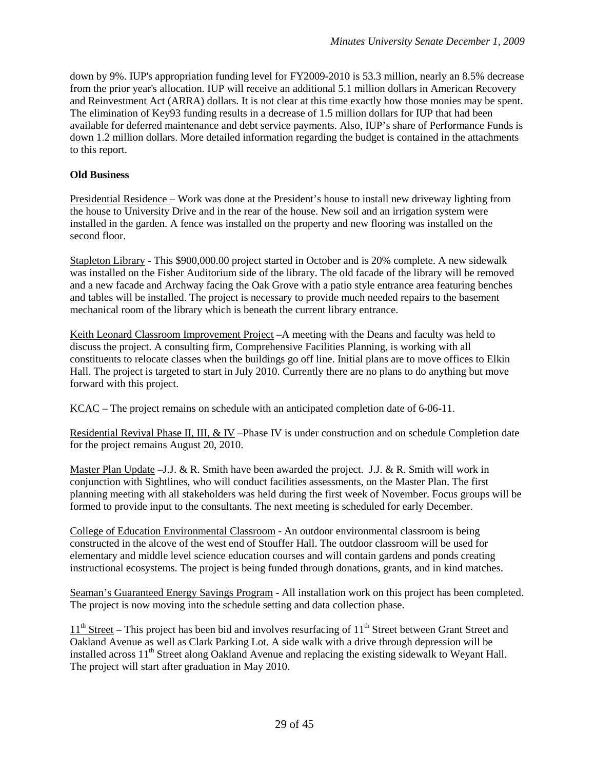down by 9%. IUP's appropriation funding level for FY2009-2010 is 53.3 million, nearly an 8.5% decrease from the prior year's allocation. IUP will receive an additional 5.1 million dollars in American Recovery and Reinvestment Act (ARRA) dollars. It is not clear at this time exactly how those monies may be spent. The elimination of Key93 funding results in a decrease of 1.5 million dollars for IUP that had been available for deferred maintenance and debt service payments. Also, IUP's share of Performance Funds is down 1.2 million dollars. More detailed information regarding the budget is contained in the attachments to this report.

**Old Business**

Presidential Residence – Work was done at the President's house to install new driveway lighting from the house to University Drive and in the rear of the house. New soil and an irrigation system were installed in the garden. A fence was installed on the property and new flooring was installed on the second floor.

Stapleton Library - This $900,000.00 project started in October and is 20% complete. A new sidewalk was installed on the Fisher Auditorium side of the library. The old facade of the library will be removed and a new facade and Archway facing the Oak Grove with a patio style entrance area featuring benches and tables will be installed. The project is necessary to provide much needed repairs to the basement mechanical room of the library which is beneath the current library entrance.

Keith Leonard Classroom Improvement Project –A meeting with the Deans and faculty was held to discuss the project. A consulting firm, Comprehensive Facilities Planning, is working with all constituents to relocate classes when the buildings go off line. Initial plans are to move offices to Elkin Hall. The project is targeted to start in July 2010. Currently there are no plans to do anything but move forward with this project.

KCAC – The project remains on schedule with an anticipated completion date of 6-06-11.

Residential Revival Phase II, III, & IV –Phase IV is under construction and on schedule Completion date for the project remains August 20, 2010.

Master Plan Update –J.J. & R. Smith have been awarded the project. J.J. & R. Smith will work in conjunction with Sightlines, who will conduct facilities assessments, on the Master Plan. The first planning meeting with all stakeholders was held during the first week of November. Focus groups will be formed to provide input to the consultants. The next meeting is scheduled for early December.

College of Education Environmental Classroom - An outdoor environmental classroom is being constructed in the alcove of the west end of Stouffer Hall. The outdoor classroom will be used for elementary and middle level science education courses and will contain gardens and ponds creating instructional ecosystems. The project is being funded through donations, grants, and in kind matches.

Seaman's Guaranteed Energy Savings Program - All installation work on this project has been completed. The project is now moving into the schedule setting and data collection phase.

11th Street – This project has been bid and involves resurfacing of 11th Street between Grant Street and Oakland Avenue as well as Clark Parking Lot. A side walk with a drive through depression will be installed across 11th Street along Oakland Avenue and replacing the existing sidewalk to Weyant Hall. The project will start after graduation in May 2010.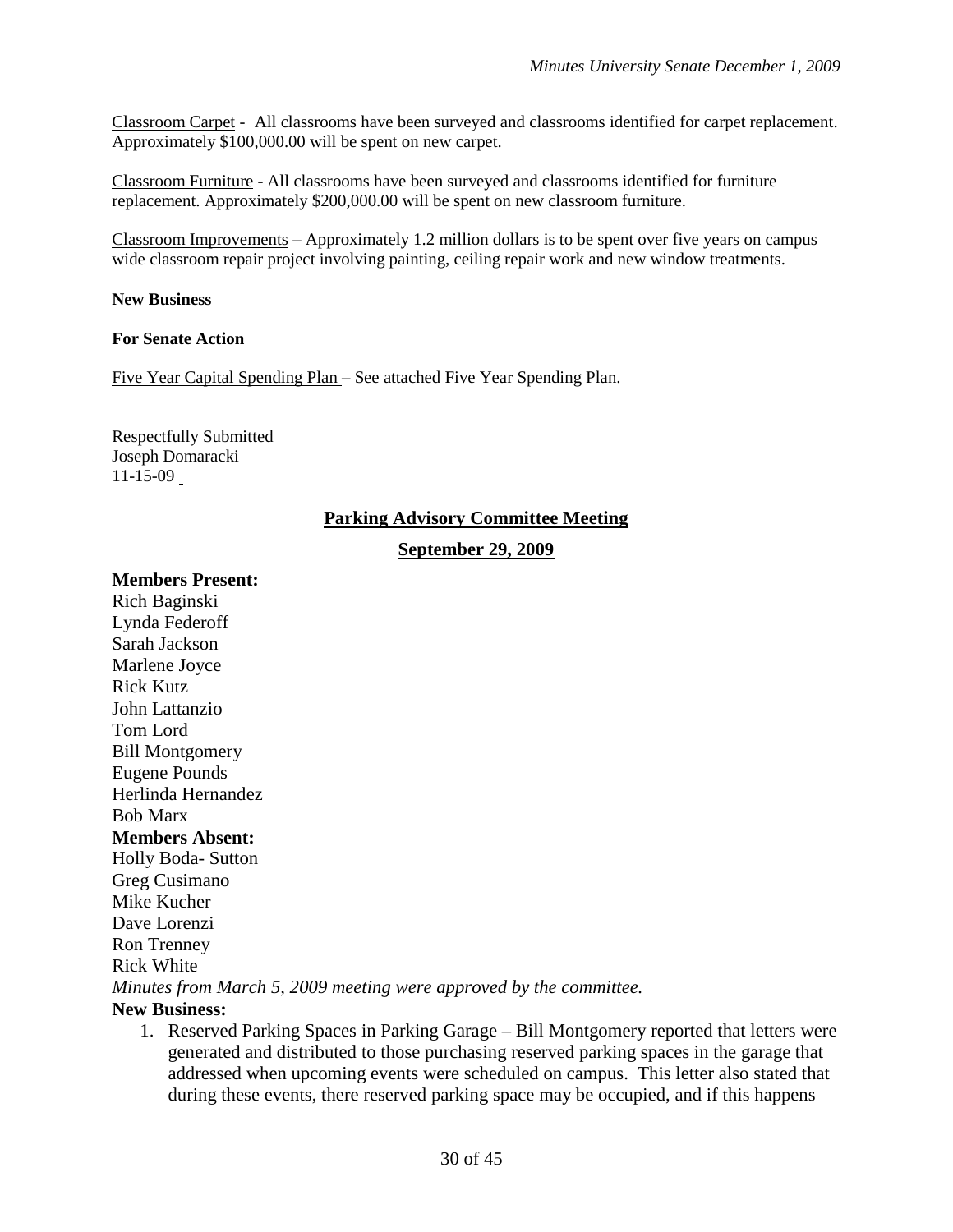Classroom Carpet - All classrooms have been surveyed and classrooms identified for carpet replacement. Approximately $100,000.00 will be spent on new carpet.

Classroom Furniture - All classrooms have been surveyed and classrooms identified for furniture replacement. Approximately $200,000.00 will be spent on new classroom furniture.

Classroom Improvements – Approximately 1.2 million dollars is to be spent over five years on campus wide classroom repair project involving painting, ceiling repair work and new window treatments.

**New Business**

**For Senate Action**

Five Year Capital Spending Plan – See attached Five Year Spending Plan.

Respectfully Submitted
Joseph Domaracki
11-15-09

## Parking Advisory Committee Meeting

## September 29, 2009

**Members Present:**
Rich Baginski
Lynda Federoff
Sarah Jackson
Marlene Joyce
Rick Kutz
John Lattanzio
Tom Lord
Bill Montgomery
Eugene Pounds
Herlinda Hernandez
Bob Marx

**Members Absent:**
Holly Boda- Sutton
Greg Cusimano
Mike Kucher
Dave Lorenzi
Ron Trenney
Rick White

*Minutes from March 5, 2009 meeting were approved by the committee.*

**New Business:**

1. Reserved Parking Spaces in Parking Garage – Bill Montgomery reported that letters were generated and distributed to those purchasing reserved parking spaces in the garage that addressed when upcoming events were scheduled on campus. This letter also stated that during these events, there reserved parking space may be occupied, and if this happens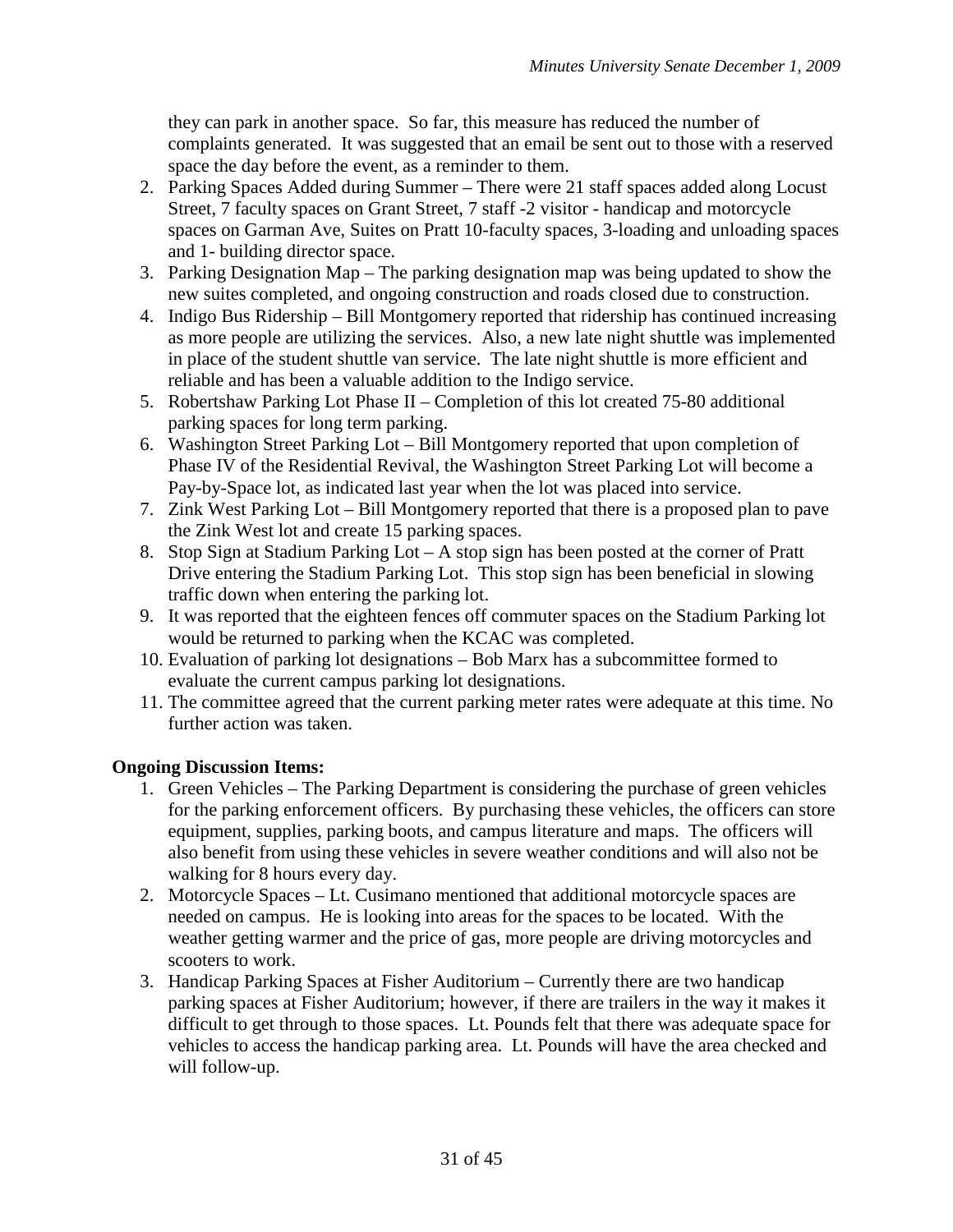they can park in another space. So far, this measure has reduced the number of complaints generated. It was suggested that an email be sent out to those with a reserved space the day before the event, as a reminder to them.

2. Parking Spaces Added during Summer – There were 21 staff spaces added along Locust Street, 7 faculty spaces on Grant Street, 7 staff -2 visitor - handicap and motorcycle spaces on Garman Ave, Suites on Pratt 10-faculty spaces, 3-loading and unloading spaces and 1- building director space.
3. Parking Designation Map – The parking designation map was being updated to show the new suites completed, and ongoing construction and roads closed due to construction.
4. Indigo Bus Ridership – Bill Montgomery reported that ridership has continued increasing as more people are utilizing the services. Also, a new late night shuttle was implemented in place of the student shuttle van service. The late night shuttle is more efficient and reliable and has been a valuable addition to the Indigo service.
5. Robertshaw Parking Lot Phase II – Completion of this lot created 75-80 additional parking spaces for long term parking.
6. Washington Street Parking Lot – Bill Montgomery reported that upon completion of Phase IV of the Residential Revival, the Washington Street Parking Lot will become a Pay-by-Space lot, as indicated last year when the lot was placed into service.
7. Zink West Parking Lot – Bill Montgomery reported that there is a proposed plan to pave the Zink West lot and create 15 parking spaces.
8. Stop Sign at Stadium Parking Lot – A stop sign has been posted at the corner of Pratt Drive entering the Stadium Parking Lot. This stop sign has been beneficial in slowing traffic down when entering the parking lot.
9. It was reported that the eighteen fences off commuter spaces on the Stadium Parking lot would be returned to parking when the KCAC was completed.
10. Evaluation of parking lot designations – Bob Marx has a subcommittee formed to evaluate the current campus parking lot designations.
11. The committee agreed that the current parking meter rates were adequate at this time. No further action was taken.

**Ongoing Discussion Items:**

1. Green Vehicles – The Parking Department is considering the purchase of green vehicles for the parking enforcement officers. By purchasing these vehicles, the officers can store equipment, supplies, parking boots, and campus literature and maps. The officers will also benefit from using these vehicles in severe weather conditions and will also not be walking for 8 hours every day.
2. Motorcycle Spaces – Lt. Cusimano mentioned that additional motorcycle spaces are needed on campus. He is looking into areas for the spaces to be located. With the weather getting warmer and the price of gas, more people are driving motorcycles and scooters to work.
3. Handicap Parking Spaces at Fisher Auditorium – Currently there are two handicap parking spaces at Fisher Auditorium; however, if there are trailers in the way it makes it difficult to get through to those spaces. Lt. Pounds felt that there was adequate space for vehicles to access the handicap parking area. Lt. Pounds will have the area checked and will follow-up.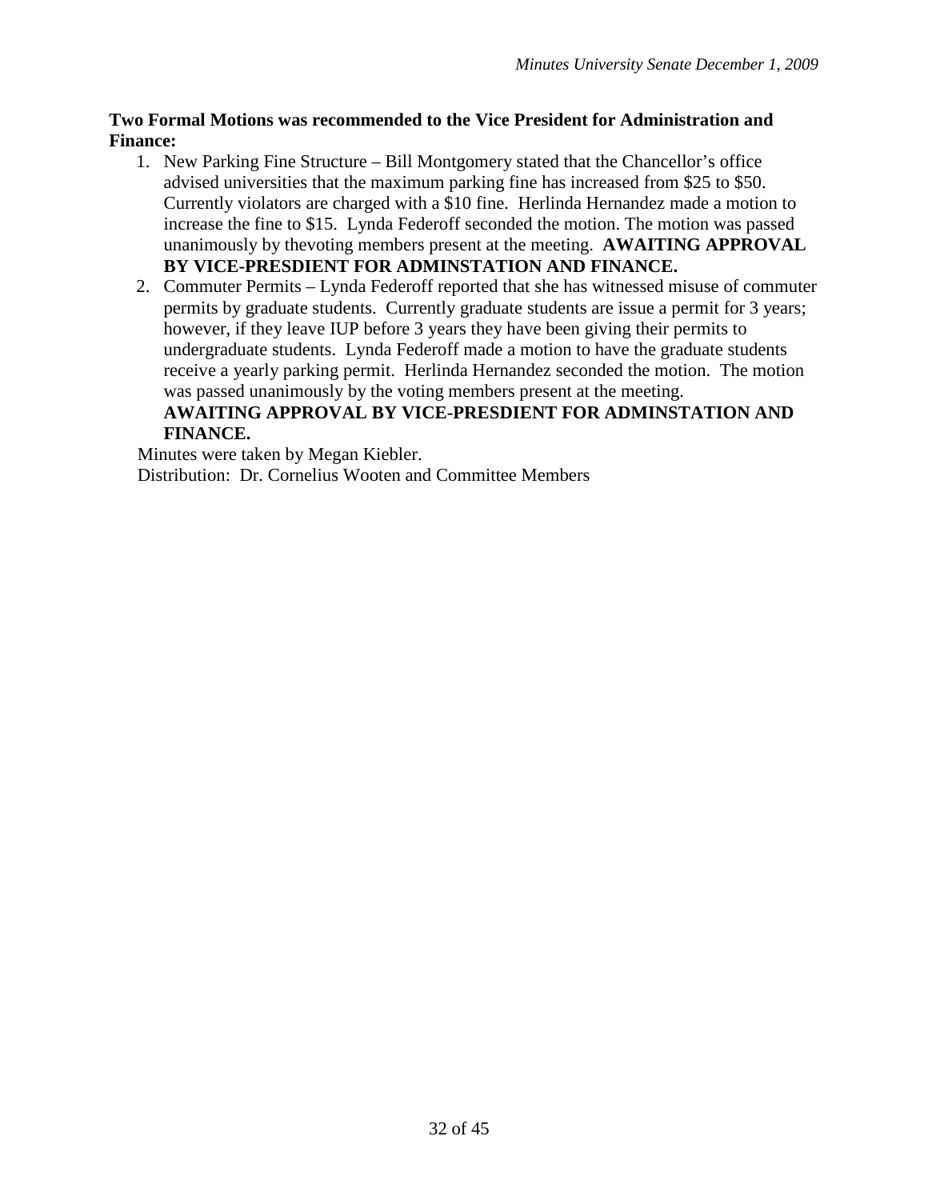**Two Formal Motions was recommended to the Vice President for Administration and Finance:**

1. New Parking Fine Structure – Bill Montgomery stated that the Chancellor's office advised universities that the maximum parking fine has increased from $25 to $50. Currently violators are charged with a $10 fine. Herlinda Hernandez made a motion to increase the fine to $15. Lynda Federoff seconded the motion. The motion was passed unanimously by thevoting members present at the meeting. **AWAITING APPROVAL BY VICE-PRESDIENT FOR ADMINSTATION AND FINANCE.**
2. Commuter Permits – Lynda Federoff reported that she has witnessed misuse of commuter permits by graduate students. Currently graduate students are issue a permit for 3 years; however, if they leave IUP before 3 years they have been giving their permits to undergraduate students. Lynda Federoff made a motion to have the graduate students receive a yearly parking permit. Herlinda Hernandez seconded the motion. The motion was passed unanimously by the voting members present at the meeting. **AWAITING APPROVAL BY VICE-PRESDIENT FOR ADMINSTATION AND FINANCE.**

Minutes were taken by Megan Kiebler.

Distribution: Dr. Cornelius Wooten and Committee Members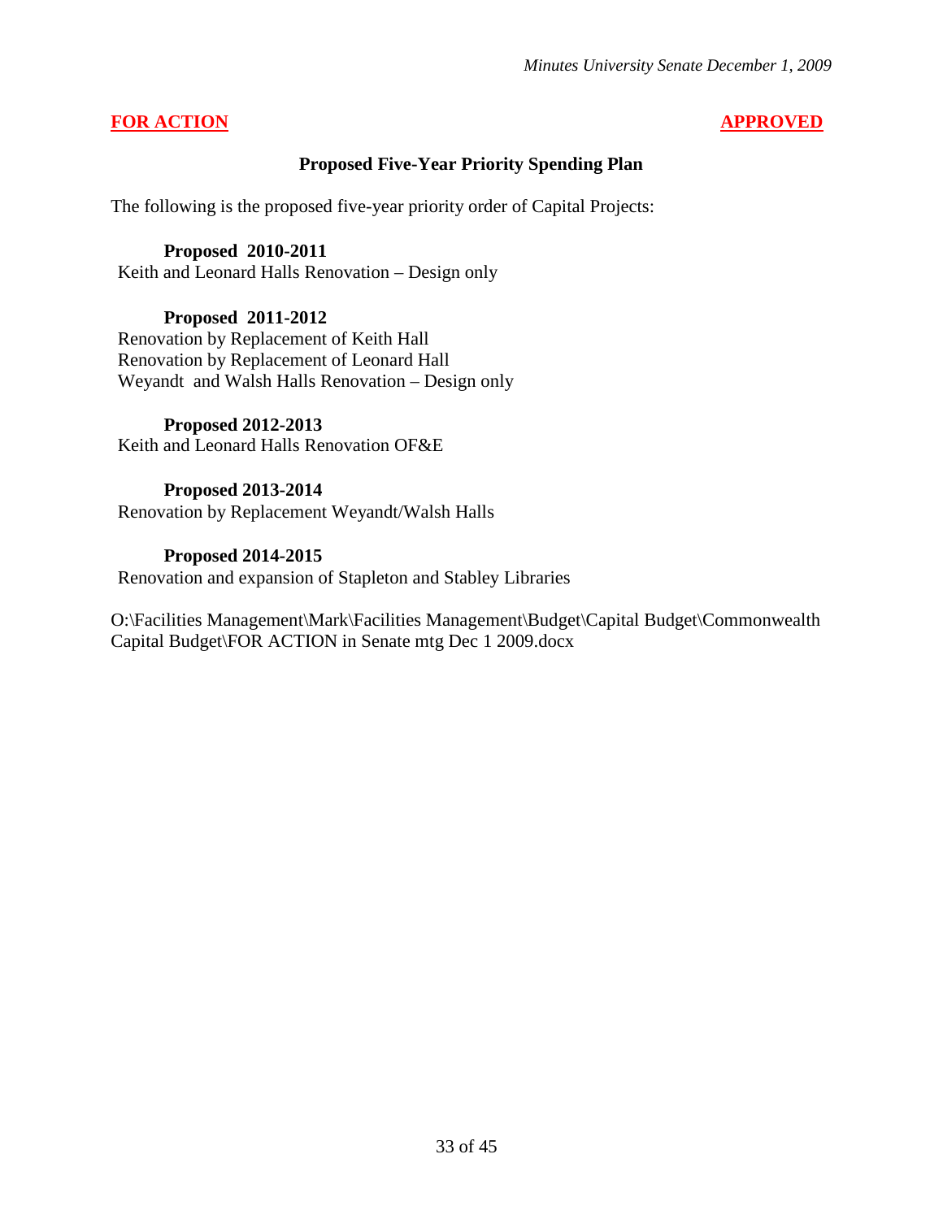**FOR ACTION** **APPROVED**

## Proposed Five-Year Priority Spending Plan

The following is the proposed five-year priority order of Capital Projects:

**Proposed 2010-2011**

Keith and Leonard Halls Renovation – Design only

**Proposed 2011-2012**

Renovation by Replacement of Keith Hall
Renovation by Replacement of Leonard Hall
Weyandt and Walsh Halls Renovation – Design only

**Proposed 2012-2013**

Keith and Leonard Halls Renovation OF&E

**Proposed 2013-2014**

Renovation by Replacement Weyandt/Walsh Halls

**Proposed 2014-2015**

Renovation and expansion of Stapleton and Stabley Libraries

O:\Facilities Management\Mark\Facilities Management\Budget\Capital Budget\Commonwealth Capital Budget\FOR ACTION in Senate mtg Dec 1 2009.docx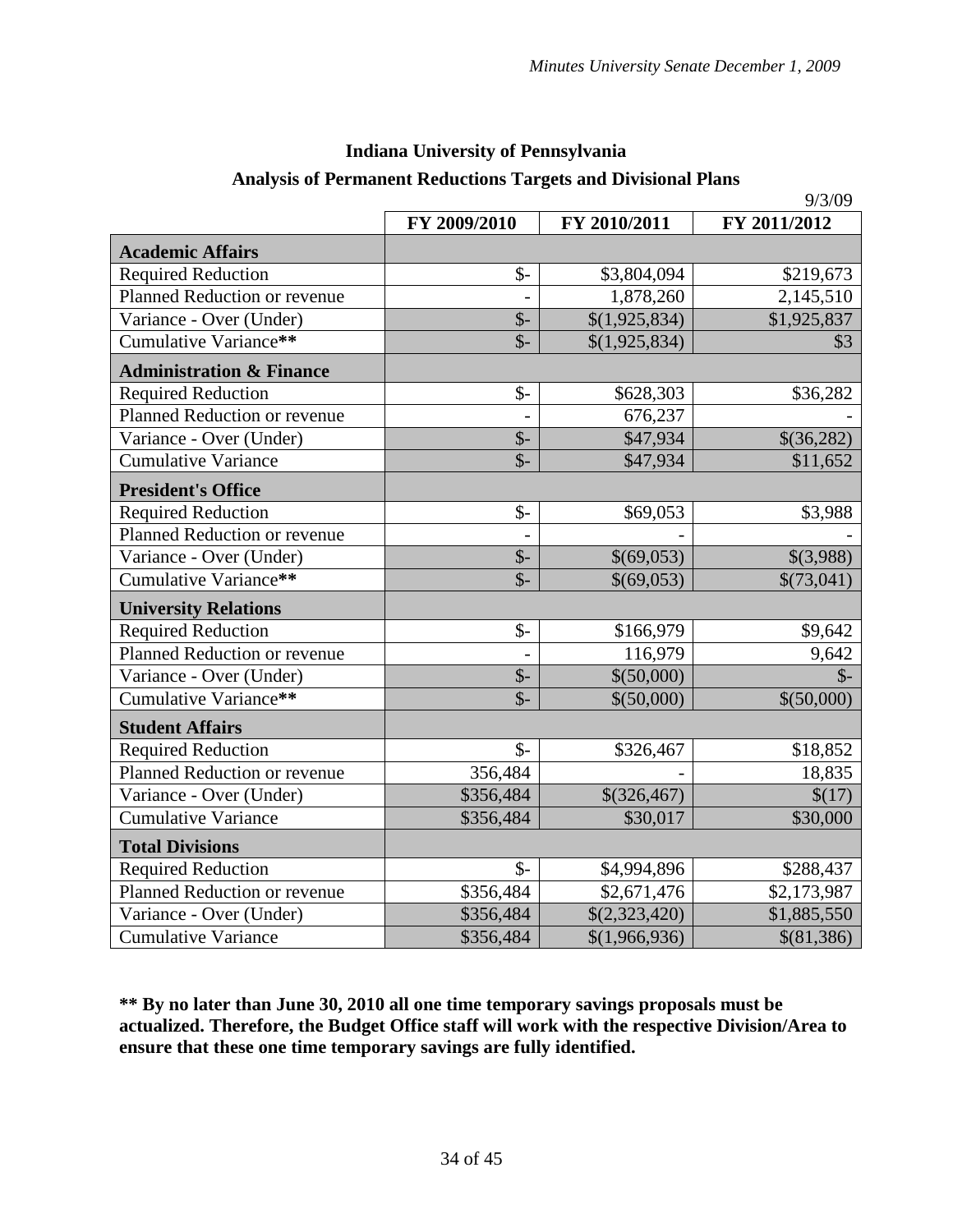## Indiana University of Pennsylvania

### Analysis of Permanent Reductions Targets and Divisional Plans

9/3/09

| | FY 2009/2010 | FY 2010/2011 | FY 2011/2012 |
|---|---|---|---|
| **Academic Affairs** | | | |
| Required Reduction | $- | $3,804,094 | $219,673 |
| Planned Reduction or revenue | - | 1,878,260 | 2,145,510 |
| Variance - Over (Under) | $- | $(1,925,834) | $1,925,837 |
| Cumulative Variance** | $- | $(1,925,834) | $3 |
| **Administration & Finance** | | | |
| Required Reduction | $- | $628,303 | $36,282 |
| Planned Reduction or revenue | - | 676,237 | - |
| Variance - Over (Under) | $- | $47,934 | $(36,282) |
| Cumulative Variance | $- | $47,934 | $11,652 |
| **President's Office** | | | |
| Required Reduction | $- | $69,053 | $3,988 |
| Planned Reduction or revenue | - | - | - |
| Variance - Over (Under) | $- | $(69,053) | $(3,988) |
| Cumulative Variance** | $- | $(69,053) | $(73,041) |
| **University Relations** | | | |
| Required Reduction | $- | $166,979 | $9,642 |
| Planned Reduction or revenue | - | 116,979 | 9,642 |
| Variance - Over (Under) | $- | $(50,000) | $- |
| Cumulative Variance** | $- | $(50,000) | $(50,000) |
| **Student Affairs** | | | |
| Required Reduction | $- | $326,467 | $18,852 |
| Planned Reduction or revenue | 356,484 | - | 18,835 |
| Variance - Over (Under) | $356,484 | $(326,467) | $(17) |
| Cumulative Variance | $356,484 | $30,017 | $30,000 |
| **Total Divisions** | | | |
| Required Reduction | $- | $4,994,896 | $288,437 |
| Planned Reduction or revenue | $356,484 | $2,671,476 | $2,173,987 |
| Variance - Over (Under) | $356,484 | $(2,323,420) | $1,885,550 |
| Cumulative Variance | $356,484 | $(1,966,936) | $(81,386) |

**** By no later than June 30, 2010 all one time temporary savings proposals must be actualized. Therefore, the Budget Office staff will work with the respective Division/Area to ensure that these one time temporary savings are fully identified.**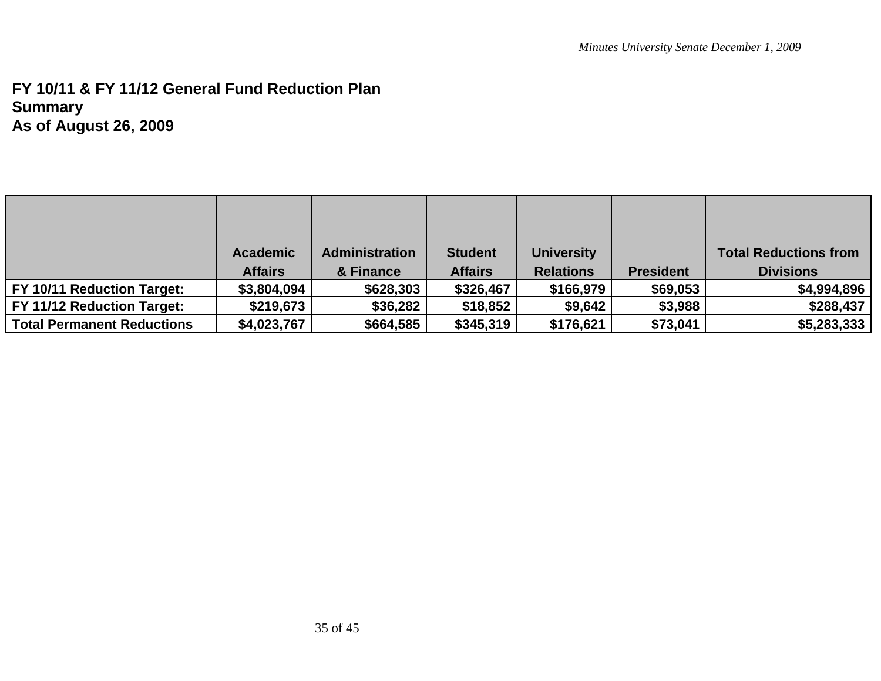**FY 10/11 & FY 11/12 General Fund Reduction Plan**
**Summary**
**As of August 26, 2009**

| | Academic Affairs | Administration & Finance | Student Affairs | University Relations | President | Total Reductions from Divisions |
|---|---|---|---|---|---|---|
| **FY 10/11 Reduction Target:** | **$3,804,094** | **$628,303** | **$326,467** | **$166,979** | **$69,053** | **$4,994,896** |
| **FY 11/12 Reduction Target:** | **$219,673** | **$36,282** | **$18,852** | **$9,642** | **$3,988** | **$288,437** |
| **Total Permanent Reductions** | **$4,023,767** | **$664,585** | **$345,319** | **$176,621** | **$73,041** | **$5,283,333** |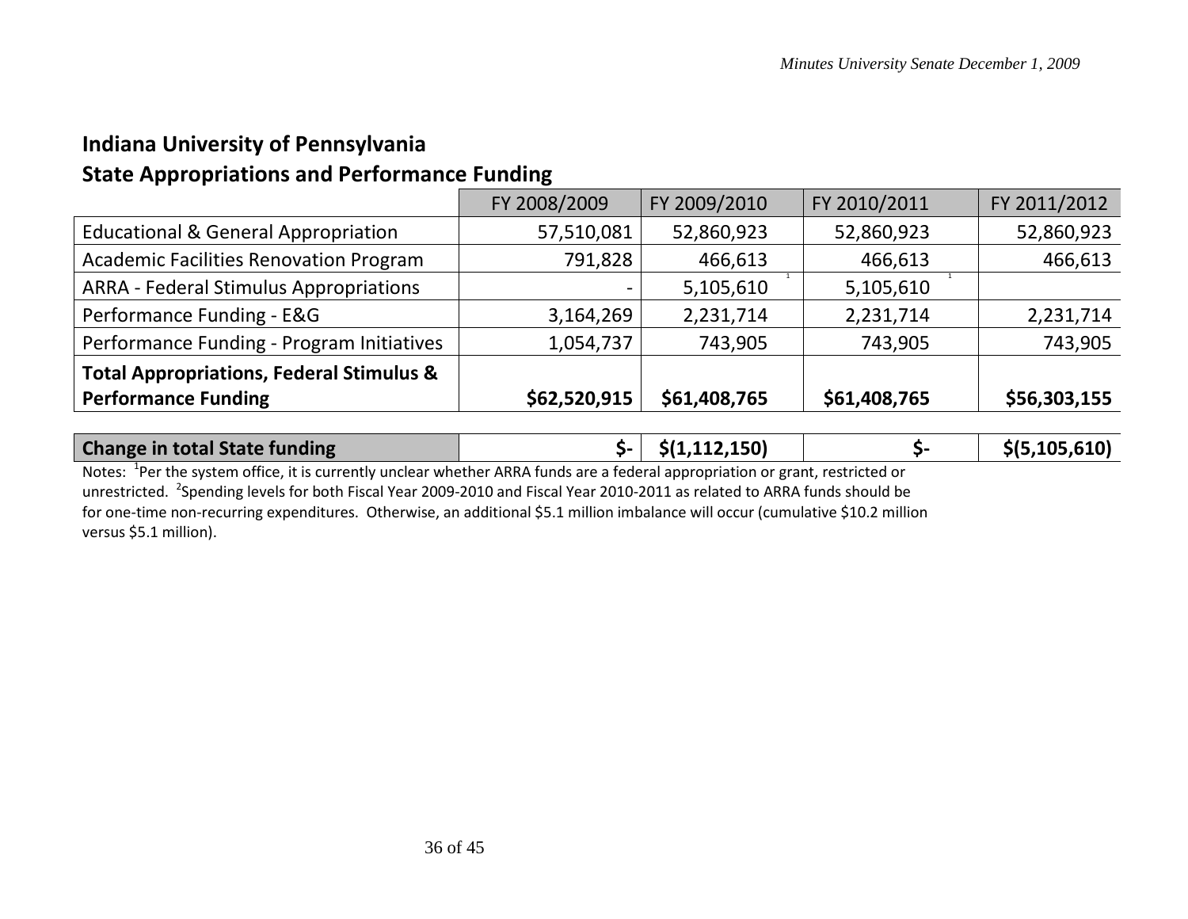## Indiana University of Pennsylvania

## State Appropriations and Performance Funding

| | FY 2008/2009 | FY 2009/2010 | FY 2010/2011 | FY 2011/2012 |
|---|---|---|---|---|
| Educational & General Appropriation | 57,510,081 | 52,860,923 | 52,860,923 | 52,860,923 |
| Academic Facilities Renovation Program | 791,828 | 466,613 | 466,613 | 466,613 |
| ARRA - Federal Stimulus Appropriations | - | 5,105,610 [1] | 5,105,610 [1] | |
| Performance Funding - E&G | 3,164,269 | 2,231,714 | 2,231,714 | 2,231,714 |
| Performance Funding - Program Initiatives | 1,054,737 | 743,905 | 743,905 | 743,905 |
| **Total Appropriations, Federal Stimulus & Performance Funding** | **$62,520,915** | **$61,408,765** | **$61,408,765** | **$56,303,155** |
| | | | | |
| **Change in total State funding** | **$-** | **$(1,112,150)** | **$-** | **$(5,105,610)** |

Notes: [1]Per the system office, it is currently unclear whether ARRA funds are a federal appropriation or grant, restricted or unrestricted. [2]Spending levels for both Fiscal Year 2009-2010 and Fiscal Year 2010-2011 as related to ARRA funds should be for one-time non-recurring expenditures. Otherwise, an additional $5.1 million imbalance will occur (cumulative $10.2 million versus $5.1 million).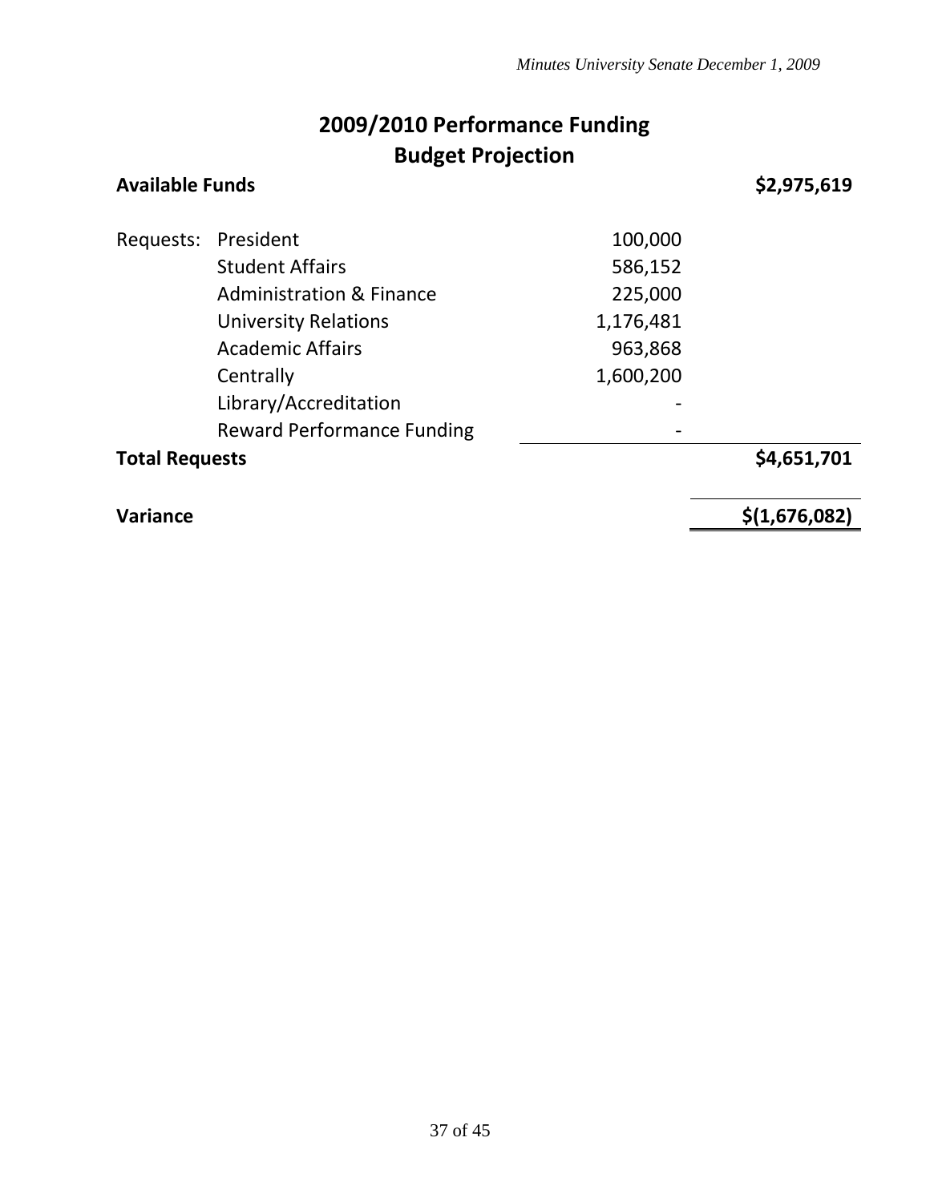# 2009/2010 Performance Funding
## Budget Projection

| | | | |
|---|---|---|---|
| **Available Funds** | | | **$2,975,619** |
| Requests: | President | 100,000 | |
| | Student Affairs | 586,152 | |
| | Administration & Finance | 225,000 | |
| | University Relations | 1,176,481 | |
| | Academic Affairs | 963,868 | |
| | Centrally | 1,600,200 | |
| | Library/Accreditation | - | |
| | Reward Performance Funding | - | |
| **Total Requests** | | | **$4,651,701** |
| **Variance** | | | **$(1,676,082)** |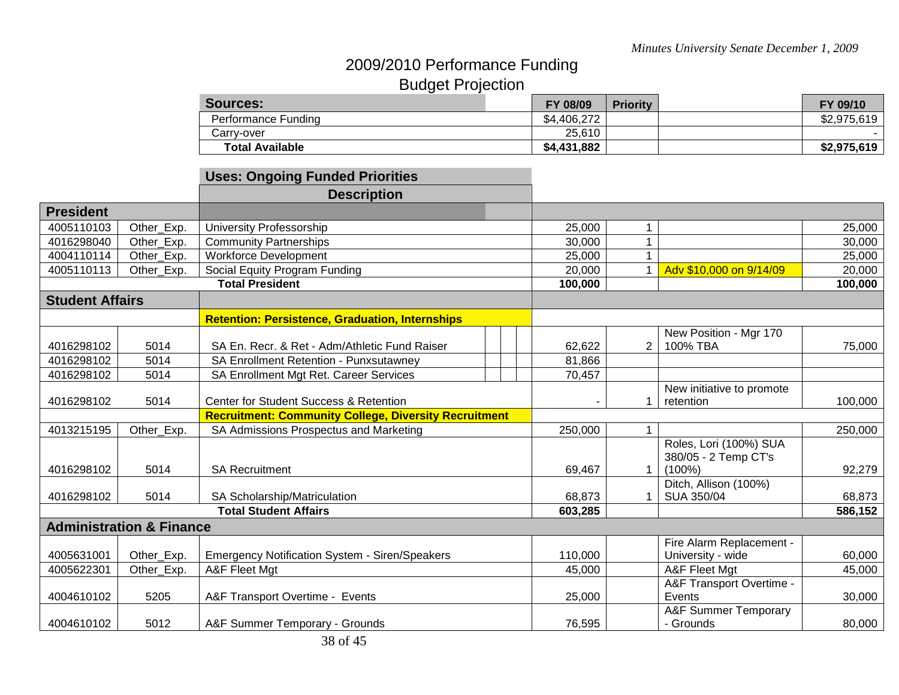# 2009/2010 Performance Funding

## Budget Projection

| Sources: | FY 08/09 | Priority | | FY 09/10 |
|---|---|---|---|---|
| Performance Funding | $4,406,272 | | | $2,975,619 |
| Carry-over | 25,610 | | | - |
| **Total Available** | **$4,431,882** | | | **$2,975,619** |

| | | **Uses: Ongoing Funded Priorities** | | | | |
|---|---|---|---|---|---|---|
| | | **Description** | | | | |
| **President** | | | | | | |
| 4005110103 | Other_Exp. | University Professorship | 25,000 | 1 | | 25,000 |
| 4016298040 | Other_Exp. | Community Partnerships | 30,000 | 1 | | 30,000 |
| 4004110114 | Other_Exp. | Workforce Development | 25,000 | 1 | | 25,000 |
| 4005110113 | Other_Exp. | Social Equity Program Funding | 20,000 | 1 | Adv $10,000 on 9/14/09 | 20,000 |
| | | **Total President** | **100,000** | | | **100,000** |
| **Student Affairs** | | | | | | |
| | | **Retention: Persistence, Graduation, Internships** | | | | |
| 4016298102 | 5014 | SA En. Recr. & Ret - Adm/Athletic Fund Raiser | 62,622 | 2 | New Position - Mgr 170 100% TBA | 75,000 |
| 4016298102 | 5014 | SA Enrollment Retention - Punxsutawney | 81,866 | | | |
| 4016298102 | 5014 | SA Enrollment Mgt Ret. Career Services | 70,457 | | | |
| 4016298102 | 5014 | Center for Student Success & Retention | - | 1 | New initiative to promote retention | 100,000 |
| | | **Recruitment: Community College, Diversity Recruitment** | | | | |
| 4013215195 | Other_Exp. | SA Admissions Prospectus and Marketing | 250,000 | 1 | | 250,000 |
| 4016298102 | 5014 | SA Recruitment | 69,467 | 1 | Roles, Lori (100%) SUA 380/05 - 2 Temp CT's (100%) | 92,279 |
| 4016298102 | 5014 | SA Scholarship/Matriculation | 68,873 | 1 | Ditch, Allison (100%) SUA 350/04 | 68,873 |
| | | **Total Student Affairs** | **603,285** | | | **586,152** |
| **Administration & Finance** | | | | | | |
| 4005631001 | Other_Exp. | Emergency Notification System - Siren/Speakers | 110,000 | | Fire Alarm Replacement - University - wide | 60,000 |
| 4005622301 | Other_Exp. | A&F Fleet Mgt | 45,000 | | A&F Fleet Mgt | 45,000 |
| 4004610102 | 5205 | A&F Transport Overtime - Events | 25,000 | | A&F Transport Overtime - Events | 30,000 |
| 4004610102 | 5012 | A&F Summer Temporary - Grounds | 76,595 | | A&F Summer Temporary - Grounds | 80,000 |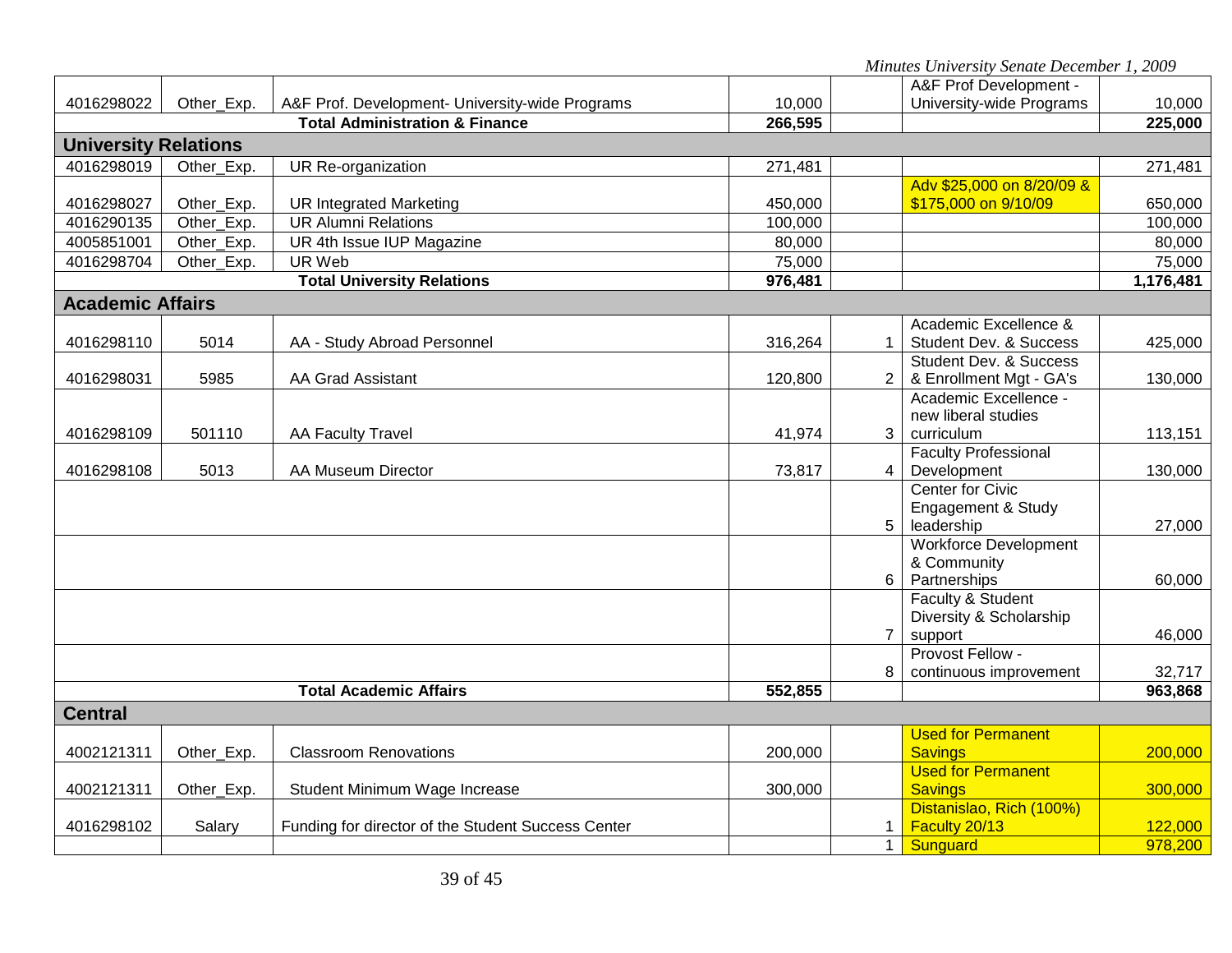| | | | | | | |
|---|---|---|---|---|---|---|
| 4016298022 | Other_Exp. | A&F Prof. Development- University-wide Programs | 10,000 | | A&F Prof Development - University-wide Programs | 10,000 |
| | | **Total Administration & Finance** | **266,595** | | | **225,000** |
| **University Relations** | | | | | | |
| 4016298019 | Other_Exp. | UR Re-organization | 271,481 | | | 271,481 |
| 4016298027 | Other_Exp. | UR Integrated Marketing | 450,000 | | Adv $25,000 on 8/20/09 & $175,000 on 9/10/09 | 650,000 |
| 4016290135 | Other_Exp. | UR Alumni Relations | 100,000 | | | 100,000 |
| 4005851001 | Other_Exp. | UR 4th Issue IUP Magazine | 80,000 | | | 80,000 |
| 4016298704 | Other_Exp. | UR Web | 75,000 | | | 75,000 |
| | | **Total University Relations** | **976,481** | | | **1,176,481** |
| **Academic Affairs** | | | | | | |
| 4016298110 | 5014 | AA - Study Abroad Personnel | 316,264 | 1 | Academic Excellence & Student Dev. & Success | 425,000 |
| 4016298031 | 5985 | AA Grad Assistant | 120,800 | 2 | Student Dev. & Success & Enrollment Mgt - GA's | 130,000 |
| 4016298109 | 501110 | AA Faculty Travel | 41,974 | 3 | Academic Excellence - new liberal studies curriculum | 113,151 |
| 4016298108 | 5013 | AA Museum Director | 73,817 | 4 | Faculty Professional Development | 130,000 |
| | | | | 5 | Center for Civic Engagement & Study leadership | 27,000 |
| | | | | 6 | Workforce Development & Community Partnerships | 60,000 |
| | | | | 7 | Faculty & Student Diversity & Scholarship support | 46,000 |
| | | | | 8 | Provost Fellow - continuous improvement | 32,717 |
| | | **Total Academic Affairs** | **552,855** | | | **963,868** |
| **Central** | | | | | | |
| 4002121311 | Other_Exp. | Classroom Renovations | 200,000 | | Used for Permanent Savings | 200,000 |
| 4002121311 | Other_Exp. | Student Minimum Wage Increase | 300,000 | | Used for Permanent Savings | 300,000 |
| 4016298102 | Salary | Funding for director of the Student Success Center | | 1 | Distanislao, Rich (100%) Faculty 20/13 | 122,000 |
| | | | | 1 | Sunguard | 978,200 |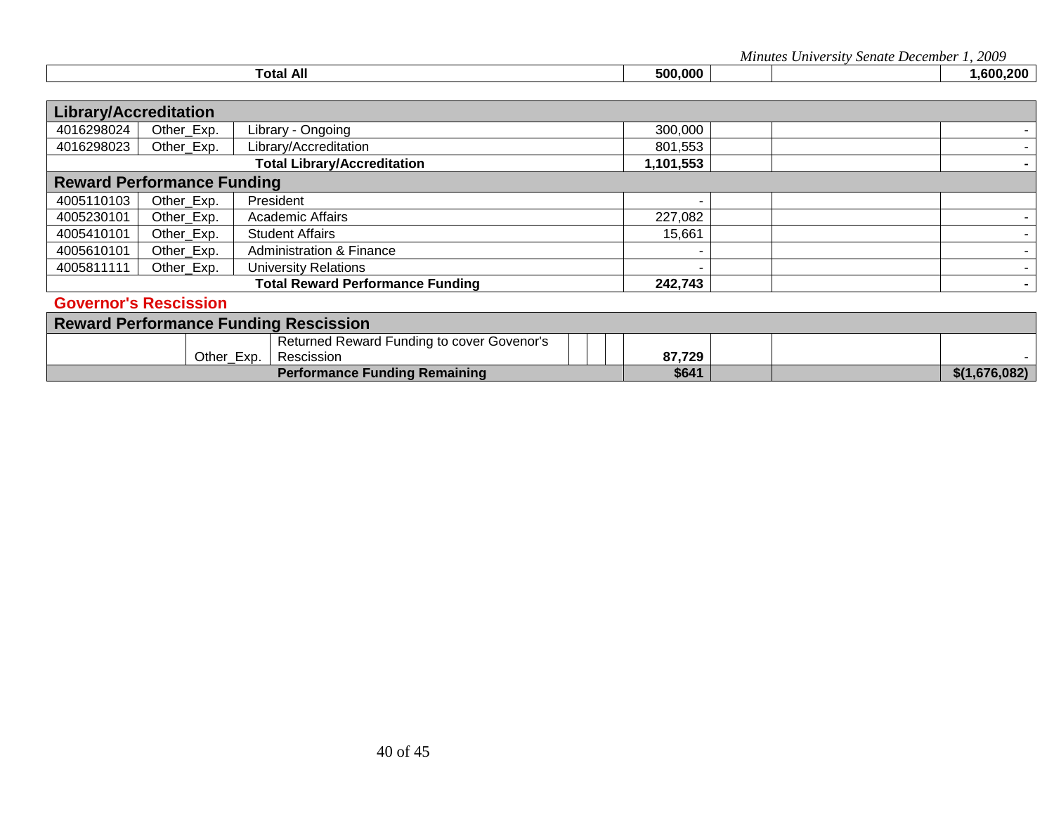| | | | | | | |
|---|---|---|---|---|---|---|
| | | **Total All** | **500,000** | | | **1,600,200** |

| Account | Type | Description | Amount | | | |
|---|---|---|---|---|---|---|
| **Library/Accreditation** | | | | | | |
| 4016298024 | Other_Exp. | Library - Ongoing | 300,000 | | | - |
| 4016298023 | Other_Exp. | Library/Accreditation | 801,553 | | | - |
| | | **Total Library/Accreditation** | **1,101,553** | | | **-** |
| **Reward Performance Funding** | | | | | | |
| 4005110103 | Other_Exp. | President | - | | | |
| 4005230101 | Other_Exp. | Academic Affairs | 227,082 | | | - |
| 4005410101 | Other_Exp. | Student Affairs | 15,661 | | | - |
| 4005610101 | Other_Exp. | Administration & Finance | - | | | - |
| 4005811111 | Other_Exp. | University Relations | - | | | - |
| | | **Total Reward Performance Funding** | **242,743** | | | **-** |

**Governor's Rescission**

| | | | | | | |
|---|---|---|---|---|---|---|
| **Reward Performance Funding Rescission** | | | | | | |
| | Other_Exp. | Returned Reward Funding to cover Govenor's Rescission | **87,729** | | | - |
| | | **Performance Funding Remaining** | **$641** | | | **$(1,676,082)** |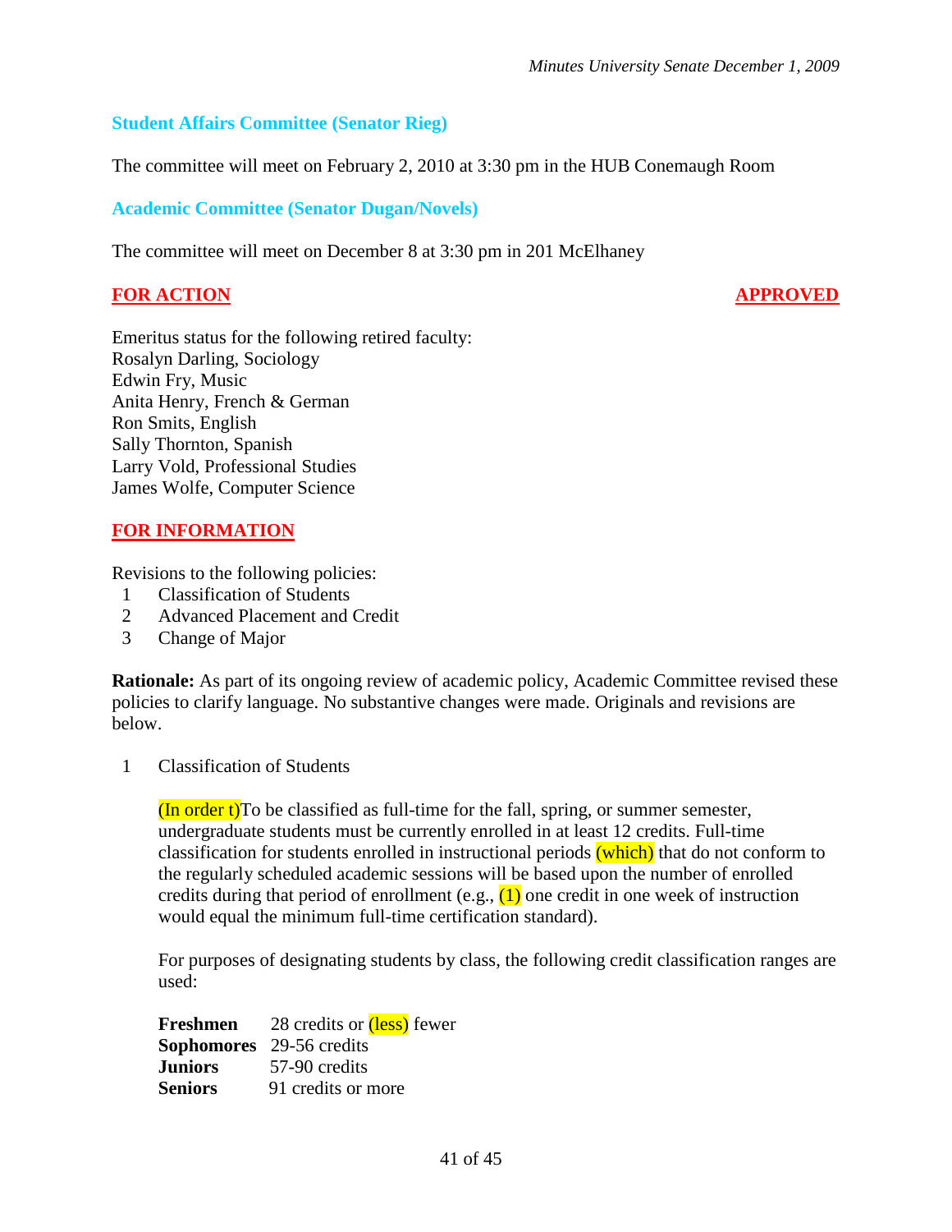### Student Affairs Committee (Senator Rieg)

The committee will meet on February 2, 2010 at 3:30 pm in the HUB Conemaugh Room

### Academic Committee (Senator Dugan/Novels)

The committee will meet on December 8 at 3:30 pm in 201 McElhaney

**FOR ACTION** **APPROVED**

Emeritus status for the following retired faculty:
Rosalyn Darling, Sociology
Edwin Fry, Music
Anita Henry, French & German
Ron Smits, English
Sally Thornton, Spanish
Larry Vold, Professional Studies
James Wolfe, Computer Science

**FOR INFORMATION**

Revisions to the following policies:

1. Classification of Students
2. Advanced Placement and Credit
3. Change of Major

**Rationale:** As part of its ongoing review of academic policy, Academic Committee revised these policies to clarify language. No substantive changes were made. Originals and revisions are below.

1. Classification of Students

(In order t)To be classified as full-time for the fall, spring, or summer semester, undergraduate students must be currently enrolled in at least 12 credits. Full-time classification for students enrolled in instructional periods (which) that do not conform to the regularly scheduled academic sessions will be based upon the number of enrolled credits during that period of enrollment (e.g., (1) one credit in one week of instruction would equal the minimum full-time certification standard).

For purposes of designating students by class, the following credit classification ranges are used:

| | |
|---|---|
| **Freshmen** | 28 credits or (less) fewer |
| **Sophomores** | 29-56 credits |
| **Juniors** | 57-90 credits |
| **Seniors** | 91 credits or more |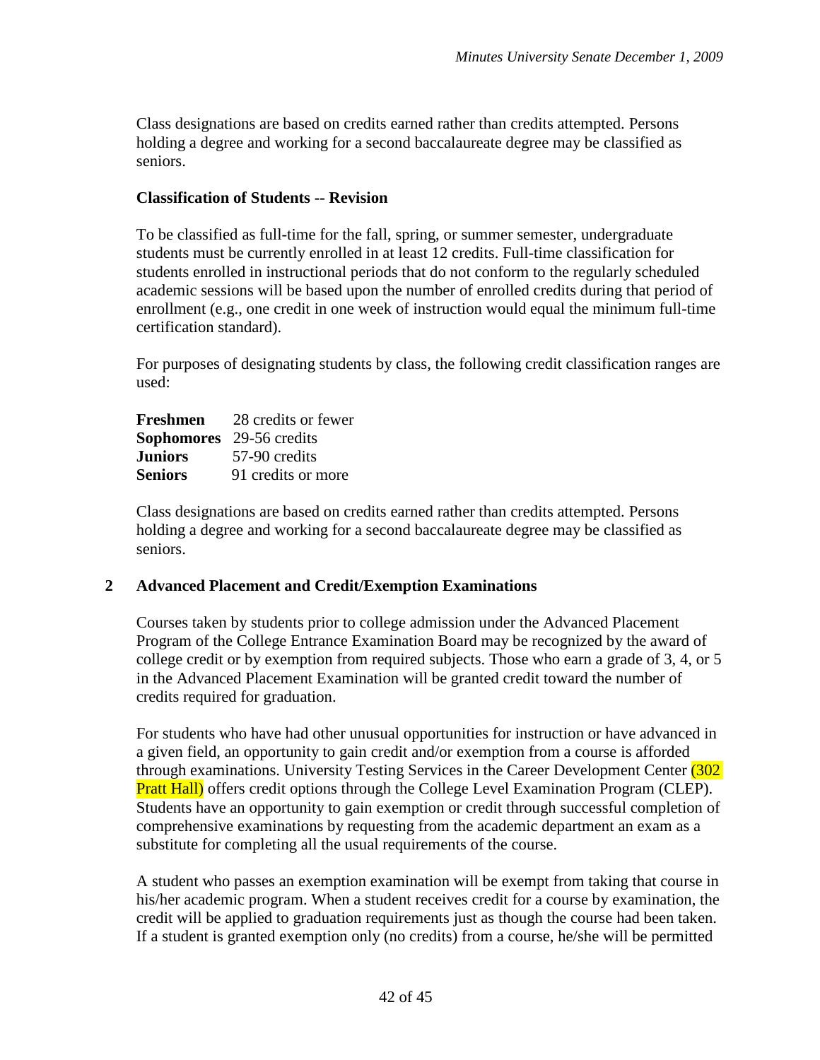Class designations are based on credits earned rather than credits attempted. Persons holding a degree and working for a second baccalaureate degree may be classified as seniors.

**Classification of Students -- Revision**

To be classified as full-time for the fall, spring, or summer semester, undergraduate students must be currently enrolled in at least 12 credits. Full-time classification for students enrolled in instructional periods that do not conform to the regularly scheduled academic sessions will be based upon the number of enrolled credits during that period of enrollment (e.g., one credit in one week of instruction would equal the minimum full-time certification standard).

For purposes of designating students by class, the following credit classification ranges are used:

| | |
|---|---|
| **Freshmen** | 28 credits or fewer |
| **Sophomores** | 29-56 credits |
| **Juniors** | 57-90 credits |
| **Seniors** | 91 credits or more |

Class designations are based on credits earned rather than credits attempted. Persons holding a degree and working for a second baccalaureate degree may be classified as seniors.

**2 Advanced Placement and Credit/Exemption Examinations**

Courses taken by students prior to college admission under the Advanced Placement Program of the College Entrance Examination Board may be recognized by the award of college credit or by exemption from required subjects. Those who earn a grade of 3, 4, or 5 in the Advanced Placement Examination will be granted credit toward the number of credits required for graduation.

For students who have had other unusual opportunities for instruction or have advanced in a given field, an opportunity to gain credit and/or exemption from a course is afforded through examinations. University Testing Services in the Career Development Center (302 Pratt Hall) offers credit options through the College Level Examination Program (CLEP). Students have an opportunity to gain exemption or credit through successful completion of comprehensive examinations by requesting from the academic department an exam as a substitute for completing all the usual requirements of the course.

A student who passes an exemption examination will be exempt from taking that course in his/her academic program. When a student receives credit for a course by examination, the credit will be applied to graduation requirements just as though the course had been taken. If a student is granted exemption only (no credits) from a course, he/she will be permitted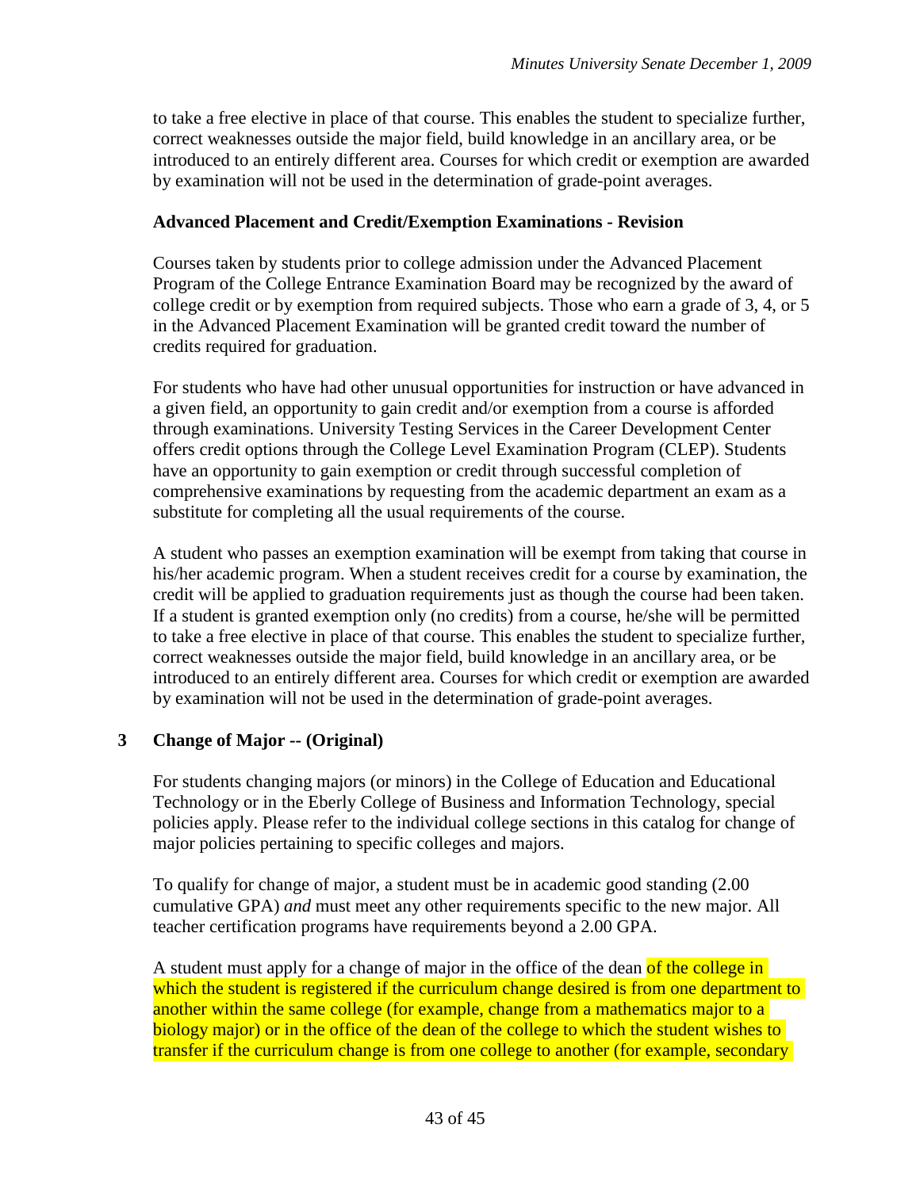to take a free elective in place of that course. This enables the student to specialize further, correct weaknesses outside the major field, build knowledge in an ancillary area, or be introduced to an entirely different area. Courses for which credit or exemption are awarded by examination will not be used in the determination of grade-point averages.

**Advanced Placement and Credit/Exemption Examinations - Revision**

Courses taken by students prior to college admission under the Advanced Placement Program of the College Entrance Examination Board may be recognized by the award of college credit or by exemption from required subjects. Those who earn a grade of 3, 4, or 5 in the Advanced Placement Examination will be granted credit toward the number of credits required for graduation.

For students who have had other unusual opportunities for instruction or have advanced in a given field, an opportunity to gain credit and/or exemption from a course is afforded through examinations. University Testing Services in the Career Development Center offers credit options through the College Level Examination Program (CLEP). Students have an opportunity to gain exemption or credit through successful completion of comprehensive examinations by requesting from the academic department an exam as a substitute for completing all the usual requirements of the course.

A student who passes an exemption examination will be exempt from taking that course in his/her academic program. When a student receives credit for a course by examination, the credit will be applied to graduation requirements just as though the course had been taken. If a student is granted exemption only (no credits) from a course, he/she will be permitted to take a free elective in place of that course. This enables the student to specialize further, correct weaknesses outside the major field, build knowledge in an ancillary area, or be introduced to an entirely different area. Courses for which credit or exemption are awarded by examination will not be used in the determination of grade-point averages.

**3 Change of Major -- (Original)**

For students changing majors (or minors) in the College of Education and Educational Technology or in the Eberly College of Business and Information Technology, special policies apply. Please refer to the individual college sections in this catalog for change of major policies pertaining to specific colleges and majors.

To qualify for change of major, a student must be in academic good standing (2.00 cumulative GPA) *and* must meet any other requirements specific to the new major. All teacher certification programs have requirements beyond a 2.00 GPA.

A student must apply for a change of major in the office of the dean of the college in which the student is registered if the curriculum change desired is from one department to another within the same college (for example, change from a mathematics major to a biology major) or in the office of the dean of the college to which the student wishes to transfer if the curriculum change is from one college to another (for example, secondary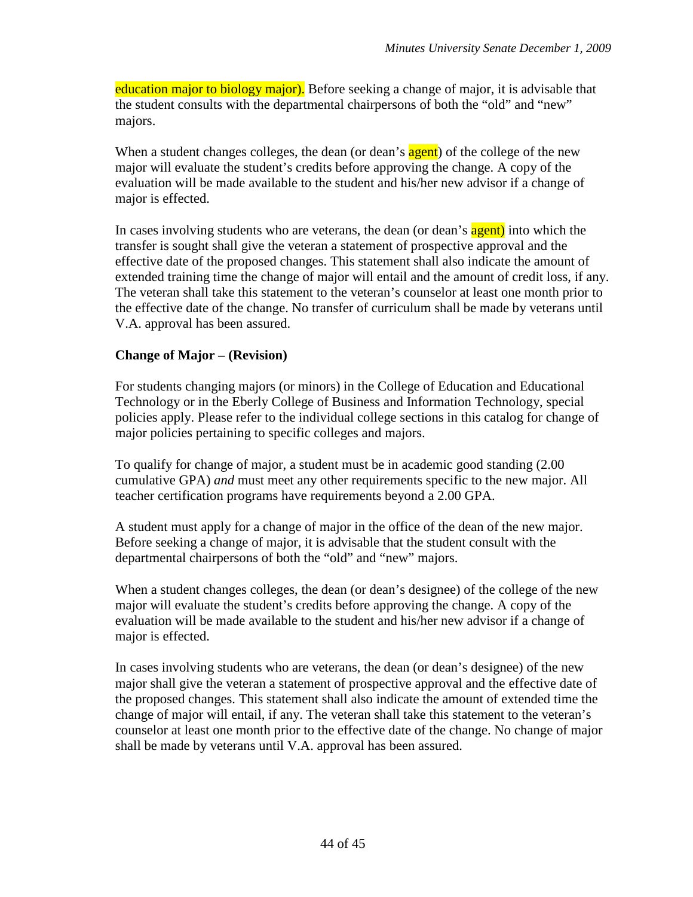education major to biology major). Before seeking a change of major, it is advisable that the student consults with the departmental chairpersons of both the “old” and “new” majors.

When a student changes colleges, the dean (or dean’s agent) of the college of the new major will evaluate the student’s credits before approving the change. A copy of the evaluation will be made available to the student and his/her new advisor if a change of major is effected.

In cases involving students who are veterans, the dean (or dean’s agent) into which the transfer is sought shall give the veteran a statement of prospective approval and the effective date of the proposed changes. This statement shall also indicate the amount of extended training time the change of major will entail and the amount of credit loss, if any. The veteran shall take this statement to the veteran’s counselor at least one month prior to the effective date of the change. No transfer of curriculum shall be made by veterans until V.A. approval has been assured.

**Change of Major – (Revision)**

For students changing majors (or minors) in the College of Education and Educational Technology or in the Eberly College of Business and Information Technology, special policies apply. Please refer to the individual college sections in this catalog for change of major policies pertaining to specific colleges and majors.

To qualify for change of major, a student must be in academic good standing (2.00 cumulative GPA) *and* must meet any other requirements specific to the new major. All teacher certification programs have requirements beyond a 2.00 GPA.

A student must apply for a change of major in the office of the dean of the new major. Before seeking a change of major, it is advisable that the student consult with the departmental chairpersons of both the “old” and “new” majors.

When a student changes colleges, the dean (or dean’s designee) of the college of the new major will evaluate the student’s credits before approving the change. A copy of the evaluation will be made available to the student and his/her new advisor if a change of major is effected.

In cases involving students who are veterans, the dean (or dean’s designee) of the new major shall give the veteran a statement of prospective approval and the effective date of the proposed changes. This statement shall also indicate the amount of extended time the change of major will entail, if any. The veteran shall take this statement to the veteran’s counselor at least one month prior to the effective date of the change. No change of major shall be made by veterans until V.A. approval has been assured.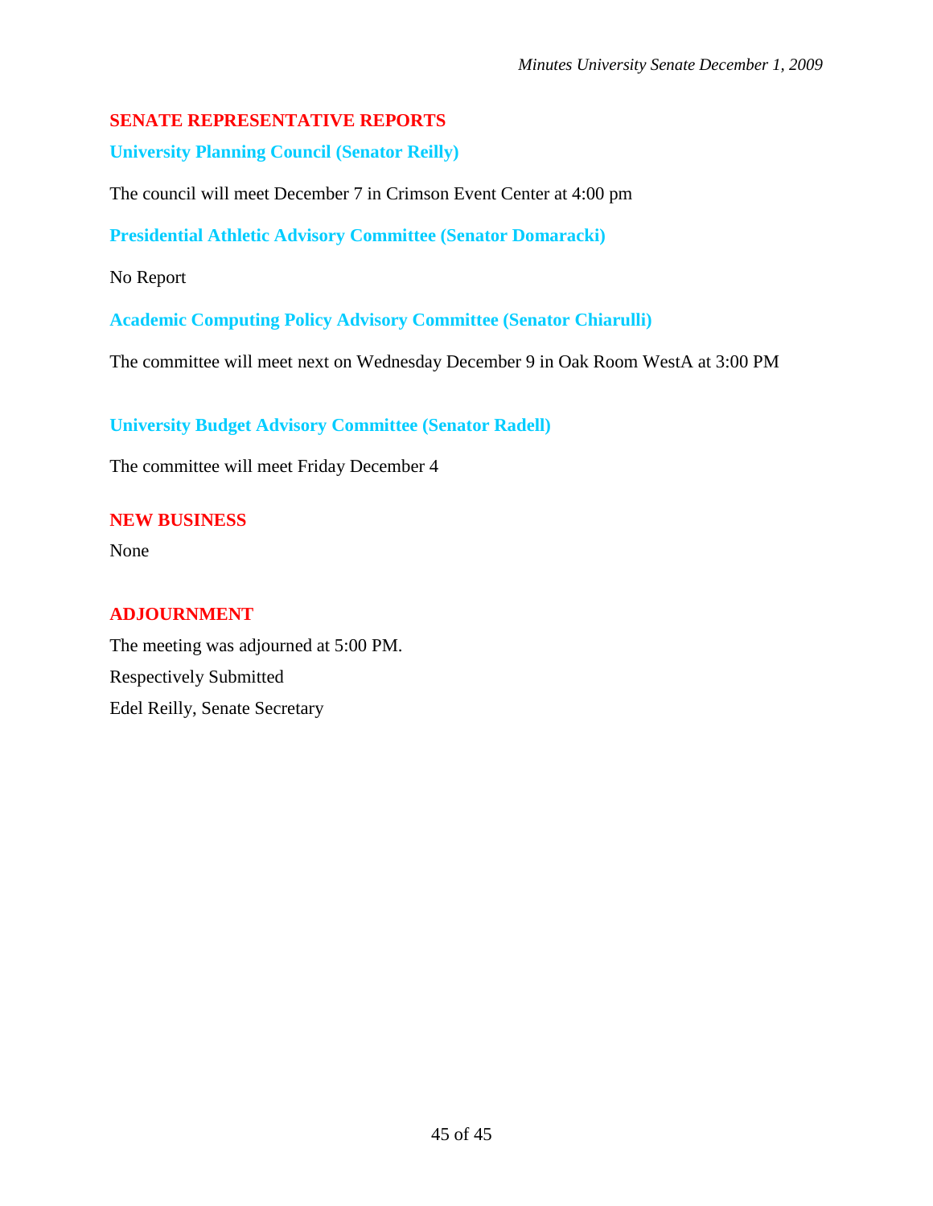## SENATE REPRESENTATIVE REPORTS

### University Planning Council (Senator Reilly)

The council will meet December 7 in Crimson Event Center at 4:00 pm

### Presidential Athletic Advisory Committee (Senator Domaracki)

No Report

### Academic Computing Policy Advisory Committee (Senator Chiarulli)

The committee will meet next on Wednesday December 9 in Oak Room WestA at 3:00 PM

### University Budget Advisory Committee (Senator Radell)

The committee will meet Friday December 4

## NEW BUSINESS

None

## ADJOURNMENT

The meeting was adjourned at 5:00 PM.

Respectively Submitted

Edel Reilly, Senate Secretary